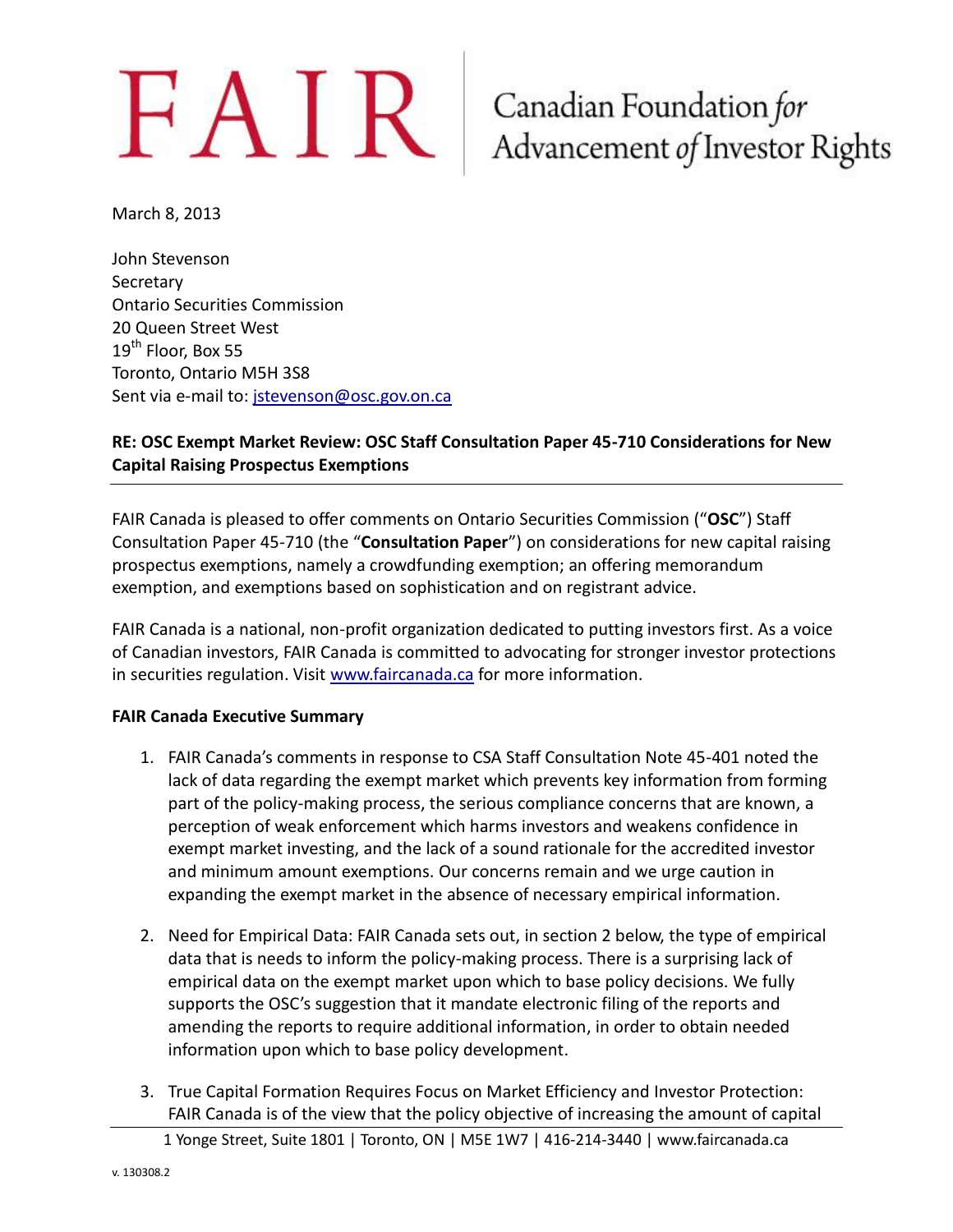# FAIR | Canadian Foundation *for* Advancement *of* Investor Rights

March 8, 2013

John Stevenson
Secretary
Ontario Securities Commission
20 Queen Street West
19th Floor, Box 55
Toronto, Ontario M5H 3S8
Sent via e-mail to: jstevenson@osc.gov.on.ca

**RE: OSC Exempt Market Review: OSC Staff Consultation Paper 45-710 Considerations for New Capital Raising Prospectus Exemptions**

---

FAIR Canada is pleased to offer comments on Ontario Securities Commission ("**OSC**") Staff Consultation Paper 45-710 (the "**Consultation Paper**") on considerations for new capital raising prospectus exemptions, namely a crowdfunding exemption; an offering memorandum exemption, and exemptions based on sophistication and on registrant advice.

FAIR Canada is a national, non-profit organization dedicated to putting investors first. As a voice of Canadian investors, FAIR Canada is committed to advocating for stronger investor protections in securities regulation. Visit www.faircanada.ca for more information.

**FAIR Canada Executive Summary**

1. FAIR Canada's comments in response to CSA Staff Consultation Note 45-401 noted the lack of data regarding the exempt market which prevents key information from forming part of the policy-making process, the serious compliance concerns that are known, a perception of weak enforcement which harms investors and weakens confidence in exempt market investing, and the lack of a sound rationale for the accredited investor and minimum amount exemptions. Our concerns remain and we urge caution in expanding the exempt market in the absence of necessary empirical information.

2. Need for Empirical Data: FAIR Canada sets out, in section 2 below, the type of empirical data that is needs to inform the policy-making process. There is a surprising lack of empirical data on the exempt market upon which to base policy decisions. We fully supports the OSC's suggestion that it mandate electronic filing of the reports and amending the reports to require additional information, in order to obtain needed information upon which to base policy development.

3. True Capital Formation Requires Focus on Market Efficiency and Investor Protection: FAIR Canada is of the view that the policy objective of increasing the amount of capital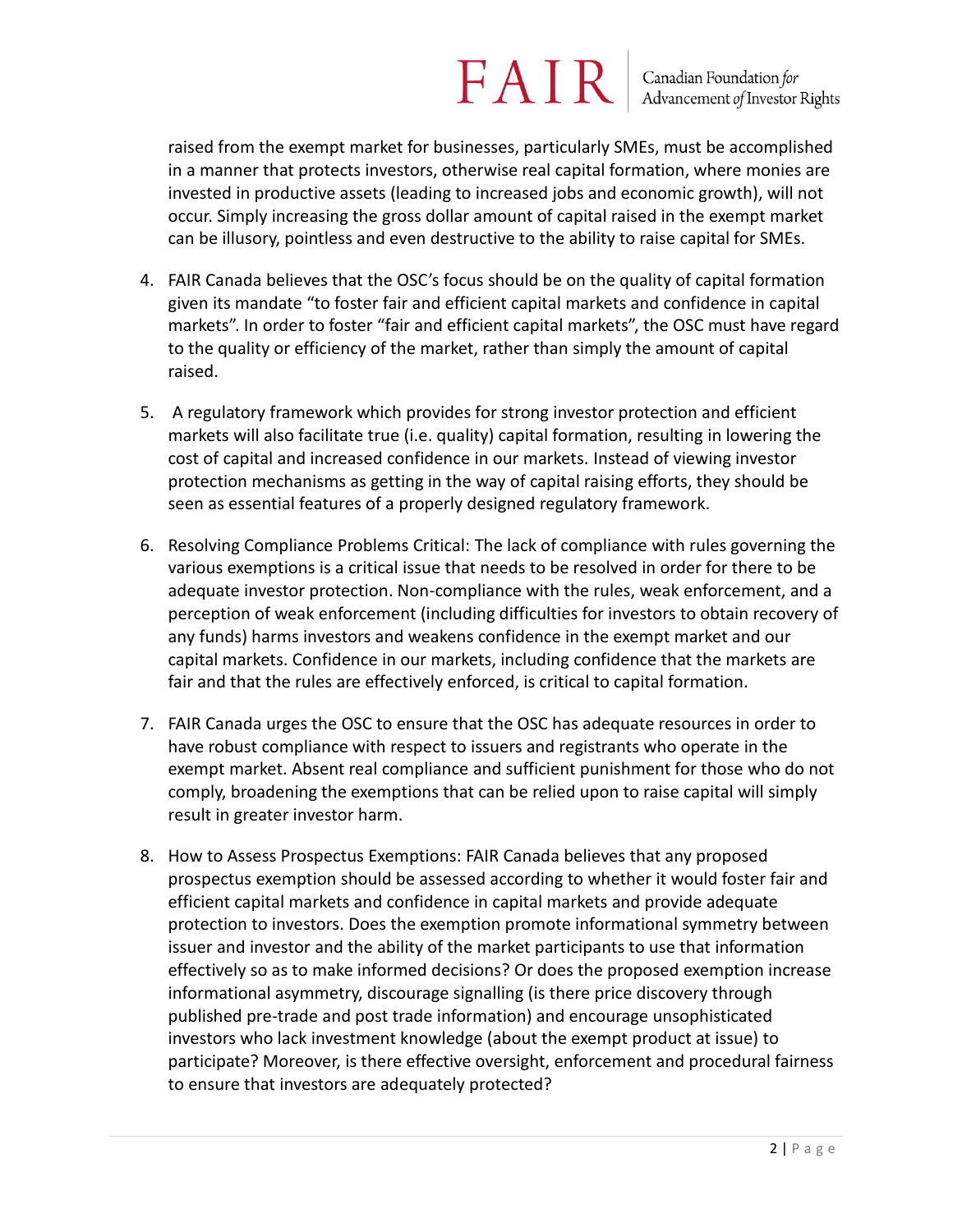raised from the exempt market for businesses, particularly SMEs, must be accomplished in a manner that protects investors, otherwise real capital formation, where monies are invested in productive assets (leading to increased jobs and economic growth), will not occur. Simply increasing the gross dollar amount of capital raised in the exempt market can be illusory, pointless and even destructive to the ability to raise capital for SMEs.

4. FAIR Canada believes that the OSC's focus should be on the quality of capital formation given its mandate "to foster fair and efficient capital markets and confidence in capital markets". In order to foster "fair and efficient capital markets", the OSC must have regard to the quality or efficiency of the market, rather than simply the amount of capital raised.

5. A regulatory framework which provides for strong investor protection and efficient markets will also facilitate true (i.e. quality) capital formation, resulting in lowering the cost of capital and increased confidence in our markets. Instead of viewing investor protection mechanisms as getting in the way of capital raising efforts, they should be seen as essential features of a properly designed regulatory framework.

6. Resolving Compliance Problems Critical: The lack of compliance with rules governing the various exemptions is a critical issue that needs to be resolved in order for there to be adequate investor protection. Non-compliance with the rules, weak enforcement, and a perception of weak enforcement (including difficulties for investors to obtain recovery of any funds) harms investors and weakens confidence in the exempt market and our capital markets. Confidence in our markets, including confidence that the markets are fair and that the rules are effectively enforced, is critical to capital formation.

7. FAIR Canada urges the OSC to ensure that the OSC has adequate resources in order to have robust compliance with respect to issuers and registrants who operate in the exempt market. Absent real compliance and sufficient punishment for those who do not comply, broadening the exemptions that can be relied upon to raise capital will simply result in greater investor harm.

8. How to Assess Prospectus Exemptions: FAIR Canada believes that any proposed prospectus exemption should be assessed according to whether it would foster fair and efficient capital markets and confidence in capital markets and provide adequate protection to investors. Does the exemption promote informational symmetry between issuer and investor and the ability of the market participants to use that information effectively so as to make informed decisions? Or does the proposed exemption increase informational asymmetry, discourage signalling (is there price discovery through published pre-trade and post trade information) and encourage unsophisticated investors who lack investment knowledge (about the exempt product at issue) to participate? Moreover, is there effective oversight, enforcement and procedural fairness to ensure that investors are adequately protected?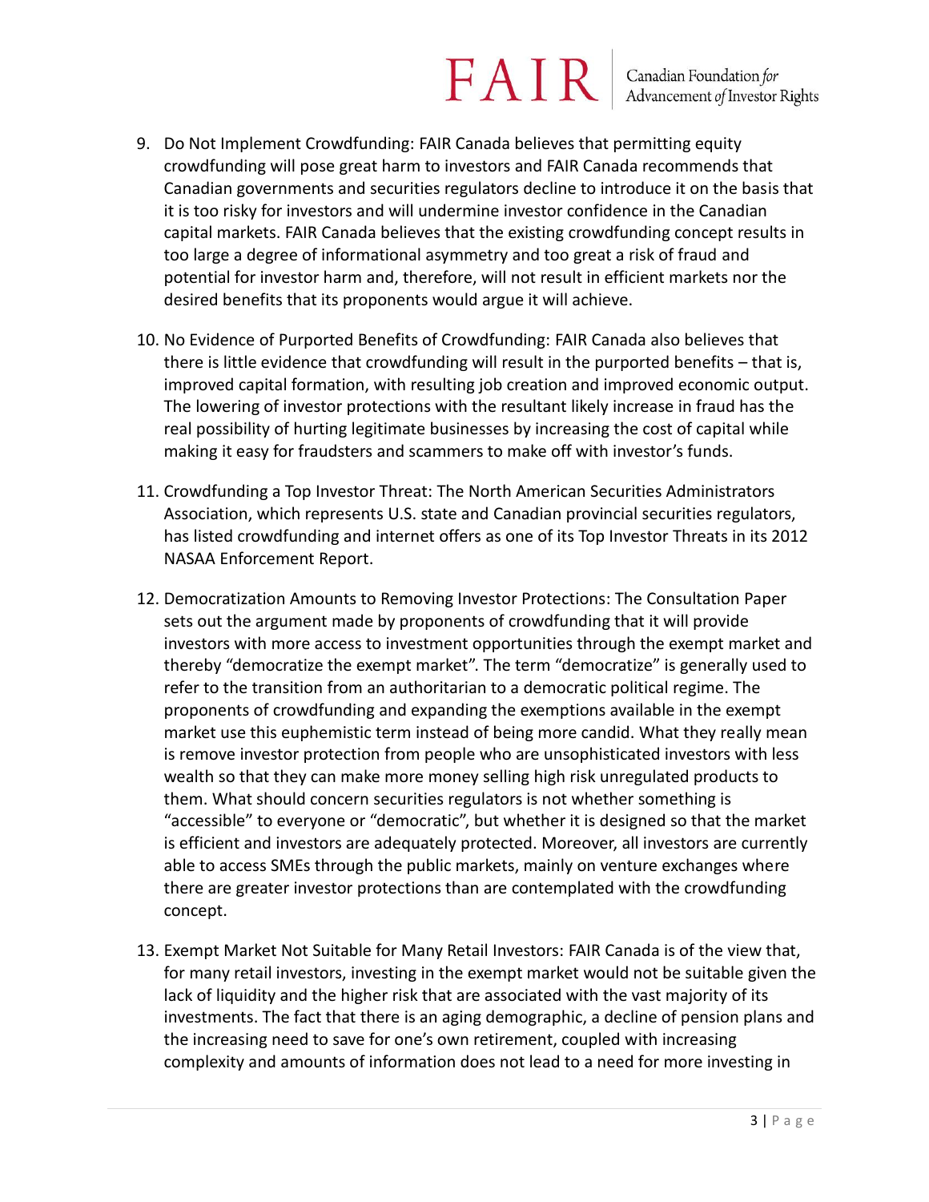9. Do Not Implement Crowdfunding: FAIR Canada believes that permitting equity crowdfunding will pose great harm to investors and FAIR Canada recommends that Canadian governments and securities regulators decline to introduce it on the basis that it is too risky for investors and will undermine investor confidence in the Canadian capital markets. FAIR Canada believes that the existing crowdfunding concept results in too large a degree of informational asymmetry and too great a risk of fraud and potential for investor harm and, therefore, will not result in efficient markets nor the desired benefits that its proponents would argue it will achieve.

10. No Evidence of Purported Benefits of Crowdfunding: FAIR Canada also believes that there is little evidence that crowdfunding will result in the purported benefits – that is, improved capital formation, with resulting job creation and improved economic output. The lowering of investor protections with the resultant likely increase in fraud has the real possibility of hurting legitimate businesses by increasing the cost of capital while making it easy for fraudsters and scammers to make off with investor's funds.

11. Crowdfunding a Top Investor Threat: The North American Securities Administrators Association, which represents U.S. state and Canadian provincial securities regulators, has listed crowdfunding and internet offers as one of its Top Investor Threats in its 2012 NASAA Enforcement Report.

12. Democratization Amounts to Removing Investor Protections: The Consultation Paper sets out the argument made by proponents of crowdfunding that it will provide investors with more access to investment opportunities through the exempt market and thereby "democratize the exempt market". The term "democratize" is generally used to refer to the transition from an authoritarian to a democratic political regime. The proponents of crowdfunding and expanding the exemptions available in the exempt market use this euphemistic term instead of being more candid. What they really mean is remove investor protection from people who are unsophisticated investors with less wealth so that they can make more money selling high risk unregulated products to them. What should concern securities regulators is not whether something is "accessible" to everyone or "democratic", but whether it is designed so that the market is efficient and investors are adequately protected. Moreover, all investors are currently able to access SMEs through the public markets, mainly on venture exchanges where there are greater investor protections than are contemplated with the crowdfunding concept.

13. Exempt Market Not Suitable for Many Retail Investors: FAIR Canada is of the view that, for many retail investors, investing in the exempt market would not be suitable given the lack of liquidity and the higher risk that are associated with the vast majority of its investments. The fact that there is an aging demographic, a decline of pension plans and the increasing need to save for one's own retirement, coupled with increasing complexity and amounts of information does not lead to a need for more investing in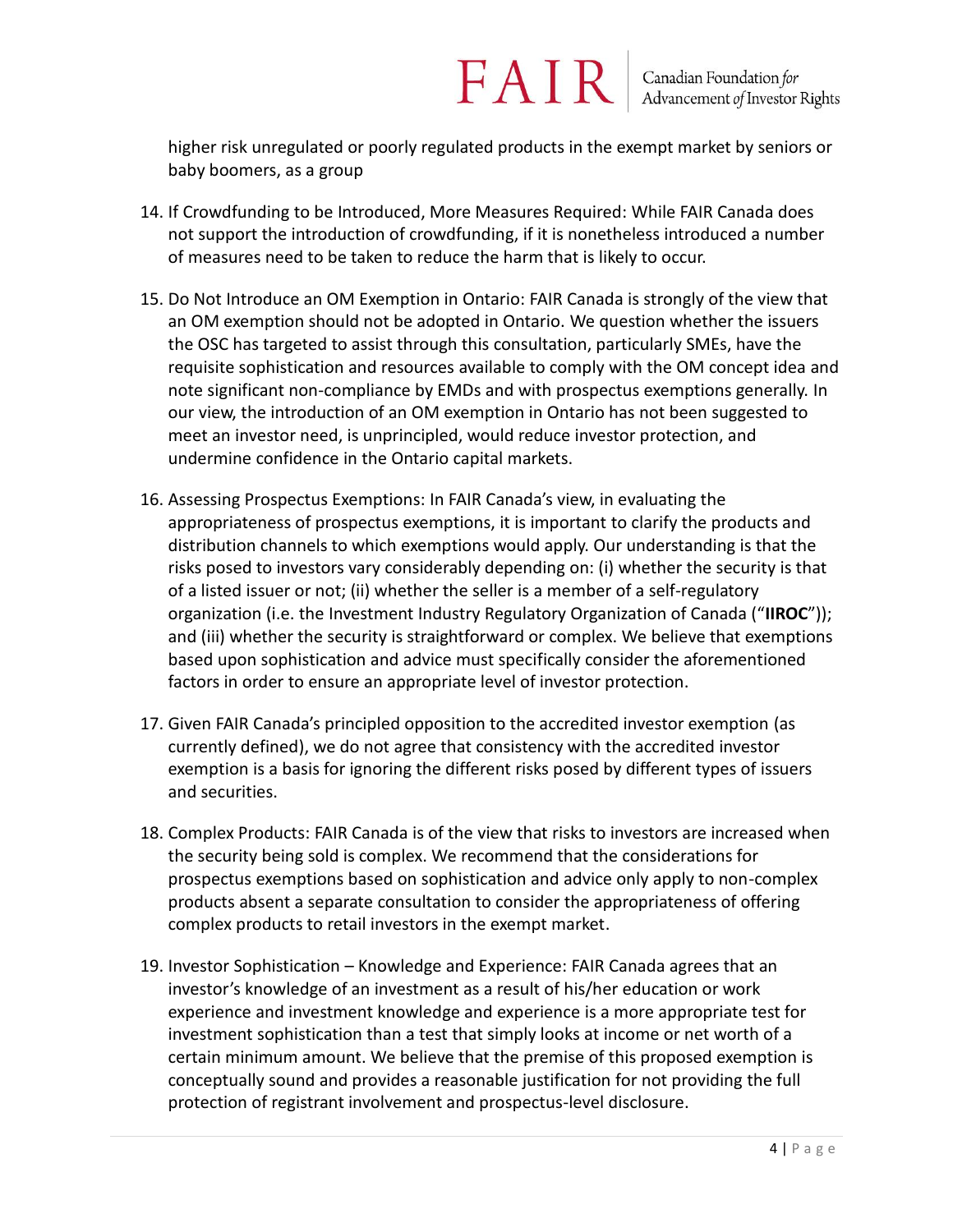higher risk unregulated or poorly regulated products in the exempt market by seniors or baby boomers, as a group

14. If Crowdfunding to be Introduced, More Measures Required: While FAIR Canada does not support the introduction of crowdfunding, if it is nonetheless introduced a number of measures need to be taken to reduce the harm that is likely to occur.

15. Do Not Introduce an OM Exemption in Ontario: FAIR Canada is strongly of the view that an OM exemption should not be adopted in Ontario. We question whether the issuers the OSC has targeted to assist through this consultation, particularly SMEs, have the requisite sophistication and resources available to comply with the OM concept idea and note significant non-compliance by EMDs and with prospectus exemptions generally. In our view, the introduction of an OM exemption in Ontario has not been suggested to meet an investor need, is unprincipled, would reduce investor protection, and undermine confidence in the Ontario capital markets.

16. Assessing Prospectus Exemptions: In FAIR Canada's view, in evaluating the appropriateness of prospectus exemptions, it is important to clarify the products and distribution channels to which exemptions would apply. Our understanding is that the risks posed to investors vary considerably depending on: (i) whether the security is that of a listed issuer or not; (ii) whether the seller is a member of a self-regulatory organization (i.e. the Investment Industry Regulatory Organization of Canada ("**IIROC**")); and (iii) whether the security is straightforward or complex. We believe that exemptions based upon sophistication and advice must specifically consider the aforementioned factors in order to ensure an appropriate level of investor protection.

17. Given FAIR Canada's principled opposition to the accredited investor exemption (as currently defined), we do not agree that consistency with the accredited investor exemption is a basis for ignoring the different risks posed by different types of issuers and securities.

18. Complex Products: FAIR Canada is of the view that risks to investors are increased when the security being sold is complex. We recommend that the considerations for prospectus exemptions based on sophistication and advice only apply to non-complex products absent a separate consultation to consider the appropriateness of offering complex products to retail investors in the exempt market.

19. Investor Sophistication – Knowledge and Experience: FAIR Canada agrees that an investor's knowledge of an investment as a result of his/her education or work experience and investment knowledge and experience is a more appropriate test for investment sophistication than a test that simply looks at income or net worth of a certain minimum amount. We believe that the premise of this proposed exemption is conceptually sound and provides a reasonable justification for not providing the full protection of registrant involvement and prospectus-level disclosure.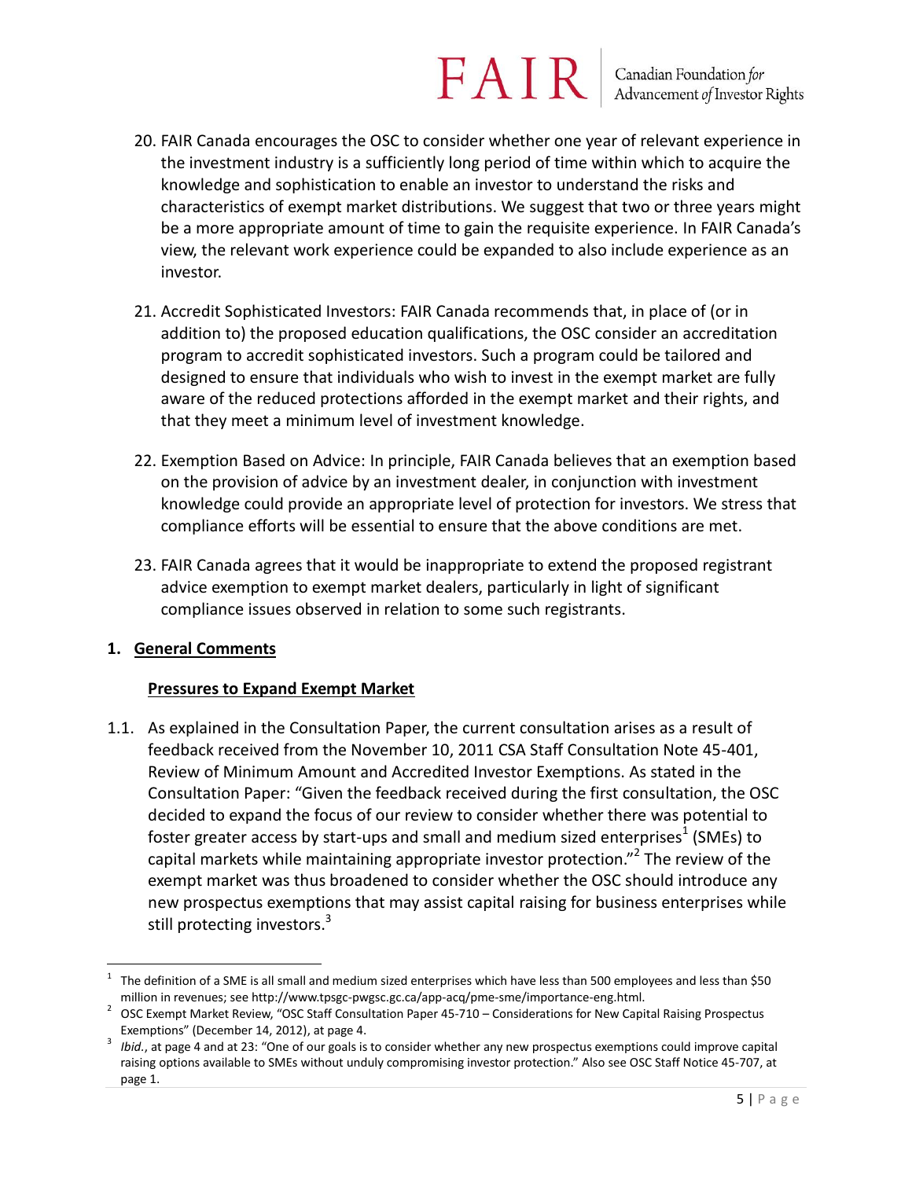20. FAIR Canada encourages the OSC to consider whether one year of relevant experience in the investment industry is a sufficiently long period of time within which to acquire the knowledge and sophistication to enable an investor to understand the risks and characteristics of exempt market distributions. We suggest that two or three years might be a more appropriate amount of time to gain the requisite experience. In FAIR Canada's view, the relevant work experience could be expanded to also include experience as an investor.

21. Accredit Sophisticated Investors: FAIR Canada recommends that, in place of (or in addition to) the proposed education qualifications, the OSC consider an accreditation program to accredit sophisticated investors. Such a program could be tailored and designed to ensure that individuals who wish to invest in the exempt market are fully aware of the reduced protections afforded in the exempt market and their rights, and that they meet a minimum level of investment knowledge.

22. Exemption Based on Advice: In principle, FAIR Canada believes that an exemption based on the provision of advice by an investment dealer, in conjunction with investment knowledge could provide an appropriate level of protection for investors. We stress that compliance efforts will be essential to ensure that the above conditions are met.

23. FAIR Canada agrees that it would be inappropriate to extend the proposed registrant advice exemption to exempt market dealers, particularly in light of significant compliance issues observed in relation to some such registrants.

## 1. General Comments

### Pressures to Expand Exempt Market

1.1. As explained in the Consultation Paper, the current consultation arises as a result of feedback received from the November 10, 2011 CSA Staff Consultation Note 45-401, Review of Minimum Amount and Accredited Investor Exemptions. As stated in the Consultation Paper: "Given the feedback received during the first consultation, the OSC decided to expand the focus of our review to consider whether there was potential to foster greater access by start-ups and small and medium sized enterprises[1] (SMEs) to capital markets while maintaining appropriate investor protection."[2] The review of the exempt market was thus broadened to consider whether the OSC should introduce any new prospectus exemptions that may assist capital raising for business enterprises while still protecting investors.[3]

---

[1] The definition of a SME is all small and medium sized enterprises which have less than 500 employees and less than $50 million in revenues; see http://www.tpsgc-pwgsc.gc.ca/app-acq/pme-sme/importance-eng.html.

[2] OSC Exempt Market Review, "OSC Staff Consultation Paper 45-710 – Considerations for New Capital Raising Prospectus Exemptions" (December 14, 2012), at page 4.

[3] *Ibid.*, at page 4 and at 23: "One of our goals is to consider whether any new prospectus exemptions could improve capital raising options available to SMEs without unduly compromising investor protection." Also see OSC Staff Notice 45-707, at page 1.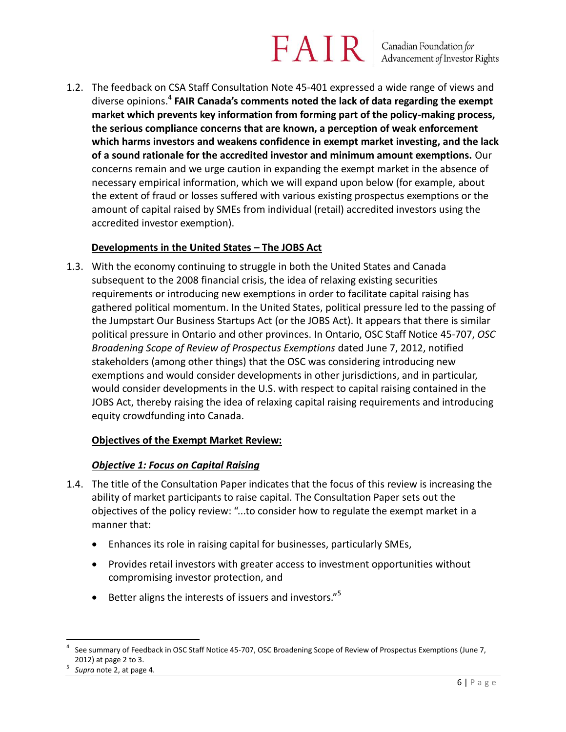1.2. The feedback on CSA Staff Consultation Note 45-401 expressed a wide range of views and diverse opinions.[4] **FAIR Canada's comments noted the lack of data regarding the exempt market which prevents key information from forming part of the policy-making process, the serious compliance concerns that are known, a perception of weak enforcement which harms investors and weakens confidence in exempt market investing, and the lack of a sound rationale for the accredited investor and minimum amount exemptions.** Our concerns remain and we urge caution in expanding the exempt market in the absence of necessary empirical information, which we will expand upon below (for example, about the extent of fraud or losses suffered with various existing prospectus exemptions or the amount of capital raised by SMEs from individual (retail) accredited investors using the accredited investor exemption).

**<u>Developments in the United States – The JOBS Act</u>**

1.3. With the economy continuing to struggle in both the United States and Canada subsequent to the 2008 financial crisis, the idea of relaxing existing securities requirements or introducing new exemptions in order to facilitate capital raising has gathered political momentum. In the United States, political pressure led to the passing of the Jumpstart Our Business Startups Act (or the JOBS Act). It appears that there is similar political pressure in Ontario and other provinces. In Ontario, OSC Staff Notice 45-707, *OSC Broadening Scope of Review of Prospectus Exemptions* dated June 7, 2012, notified stakeholders (among other things) that the OSC was considering introducing new exemptions and would consider developments in other jurisdictions, and in particular, would consider developments in the U.S. with respect to capital raising contained in the JOBS Act, thereby raising the idea of relaxing capital raising requirements and introducing equity crowdfunding into Canada.

**<u>Objectives of the Exempt Market Review:</u>**

***<u>Objective 1: Focus on Capital Raising</u>***

1.4. The title of the Consultation Paper indicates that the focus of this review is increasing the ability of market participants to raise capital. The Consultation Paper sets out the objectives of the policy review: "...to consider how to regulate the exempt market in a manner that:

- Enhances its role in raising capital for businesses, particularly SMEs,
- Provides retail investors with greater access to investment opportunities without compromising investor protection, and
- Better aligns the interests of issuers and investors."[5]

---

[4] See summary of Feedback in OSC Staff Notice 45-707, OSC Broadening Scope of Review of Prospectus Exemptions (June 7, 2012) at page 2 to 3.

[5] *Supra* note 2, at page 4.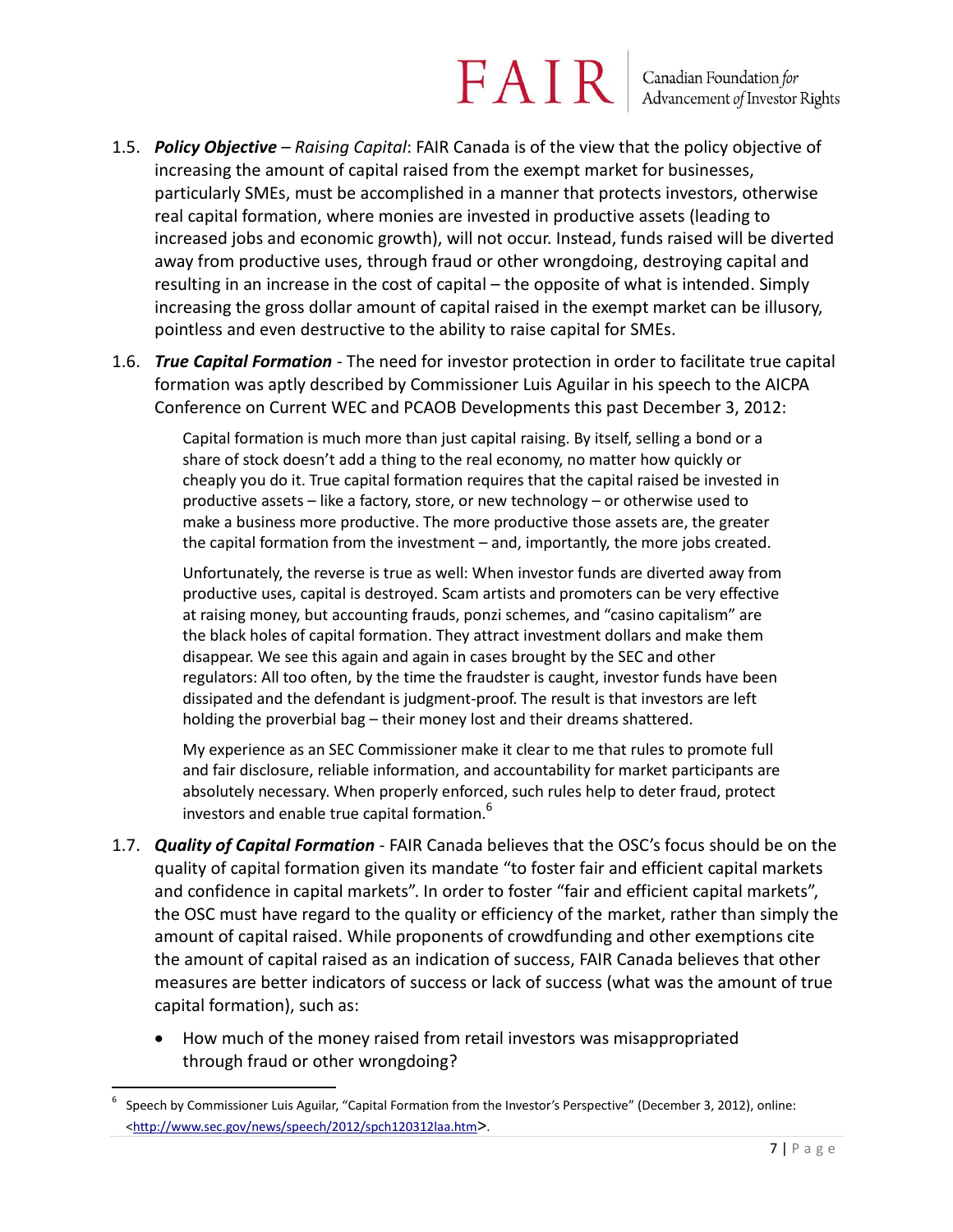1.5. ***Policy Objective*** – *Raising Capital*: FAIR Canada is of the view that the policy objective of increasing the amount of capital raised from the exempt market for businesses, particularly SMEs, must be accomplished in a manner that protects investors, otherwise real capital formation, where monies are invested in productive assets (leading to increased jobs and economic growth), will not occur. Instead, funds raised will be diverted away from productive uses, through fraud or other wrongdoing, destroying capital and resulting in an increase in the cost of capital – the opposite of what is intended. Simply increasing the gross dollar amount of capital raised in the exempt market can be illusory, pointless and even destructive to the ability to raise capital for SMEs.

1.6. ***True Capital Formation*** - The need for investor protection in order to facilitate true capital formation was aptly described by Commissioner Luis Aguilar in his speech to the AICPA Conference on Current WEC and PCAOB Developments this past December 3, 2012:

> Capital formation is much more than just capital raising. By itself, selling a bond or a share of stock doesn't add a thing to the real economy, no matter how quickly or cheaply you do it. True capital formation requires that the capital raised be invested in productive assets – like a factory, store, or new technology – or otherwise used to make a business more productive. The more productive those assets are, the greater the capital formation from the investment – and, importantly, the more jobs created.
>
> Unfortunately, the reverse is true as well: When investor funds are diverted away from productive uses, capital is destroyed. Scam artists and promoters can be very effective at raising money, but accounting frauds, ponzi schemes, and "casino capitalism" are the black holes of capital formation. They attract investment dollars and make them disappear. We see this again and again in cases brought by the SEC and other regulators: All too often, by the time the fraudster is caught, investor funds have been dissipated and the defendant is judgment-proof. The result is that investors are left holding the proverbial bag – their money lost and their dreams shattered.
>
> My experience as an SEC Commissioner make it clear to me that rules to promote full and fair disclosure, reliable information, and accountability for market participants are absolutely necessary. When properly enforced, such rules help to deter fraud, protect investors and enable true capital formation.[6]

1.7. ***Quality of Capital Formation*** - FAIR Canada believes that the OSC's focus should be on the quality of capital formation given its mandate "to foster fair and efficient capital markets and confidence in capital markets". In order to foster "fair and efficient capital markets", the OSC must have regard to the quality or efficiency of the market, rather than simply the amount of capital raised. While proponents of crowdfunding and other exemptions cite the amount of capital raised as an indication of success, FAIR Canada believes that other measures are better indicators of success or lack of success (what was the amount of true capital formation), such as:

- How much of the money raised from retail investors was misappropriated through fraud or other wrongdoing?

---

[6] Speech by Commissioner Luis Aguilar, "Capital Formation from the Investor's Perspective" (December 3, 2012), online: <http://www.sec.gov/news/speech/2012/spch120312laa.htm>.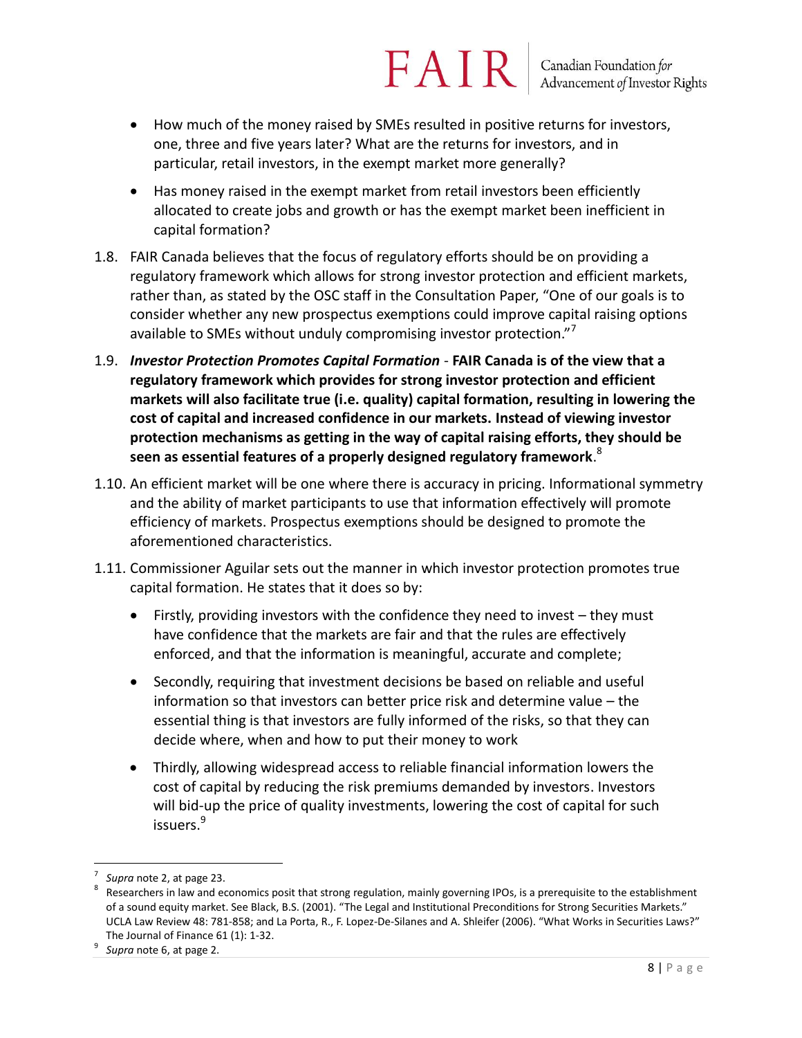- How much of the money raised by SMEs resulted in positive returns for investors, one, three and five years later? What are the returns for investors, and in particular, retail investors, in the exempt market more generally?

- Has money raised in the exempt market from retail investors been efficiently allocated to create jobs and growth or has the exempt market been inefficient in capital formation?

1.8. FAIR Canada believes that the focus of regulatory efforts should be on providing a regulatory framework which allows for strong investor protection and efficient markets, rather than, as stated by the OSC staff in the Consultation Paper, "One of our goals is to consider whether any new prospectus exemptions could improve capital raising options available to SMEs without unduly compromising investor protection."[7]

1.9. ***Investor Protection Promotes Capital Formation*** - **FAIR Canada is of the view that a regulatory framework which provides for strong investor protection and efficient markets will also facilitate true (i.e. quality) capital formation, resulting in lowering the cost of capital and increased confidence in our markets. Instead of viewing investor protection mechanisms as getting in the way of capital raising efforts, they should be seen as essential features of a properly designed regulatory framework**.[8]

1.10. An efficient market will be one where there is accuracy in pricing. Informational symmetry and the ability of market participants to use that information effectively will promote efficiency of markets. Prospectus exemptions should be designed to promote the aforementioned characteristics.

1.11. Commissioner Aguilar sets out the manner in which investor protection promotes true capital formation. He states that it does so by:

- Firstly, providing investors with the confidence they need to invest – they must have confidence that the markets are fair and that the rules are effectively enforced, and that the information is meaningful, accurate and complete;

- Secondly, requiring that investment decisions be based on reliable and useful information so that investors can better price risk and determine value – the essential thing is that investors are fully informed of the risks, so that they can decide where, when and how to put their money to work

- Thirdly, allowing widespread access to reliable financial information lowers the cost of capital by reducing the risk premiums demanded by investors. Investors will bid-up the price of quality investments, lowering the cost of capital for such issuers.[9]

---

[7] *Supra* note 2, at page 23.

[8] Researchers in law and economics posit that strong regulation, mainly governing IPOs, is a prerequisite to the establishment of a sound equity market. See Black, B.S. (2001). "The Legal and Institutional Preconditions for Strong Securities Markets." UCLA Law Review 48: 781-858; and La Porta, R., F. Lopez-De-Silanes and A. Shleifer (2006). "What Works in Securities Laws?" The Journal of Finance 61 (1): 1-32.

[9] *Supra* note 6, at page 2.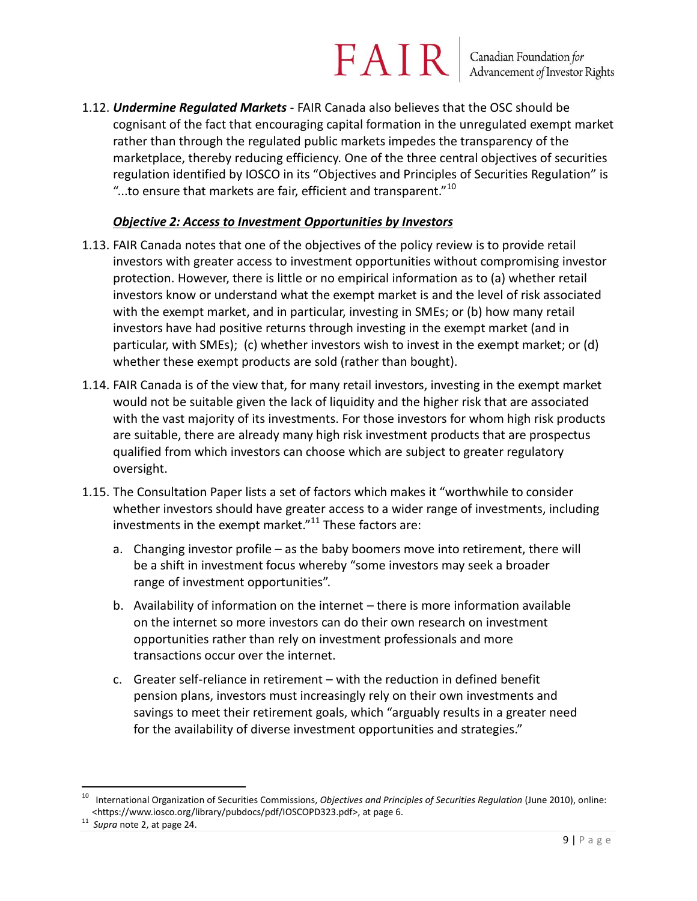1.12. ***Undermine Regulated Markets*** - FAIR Canada also believes that the OSC should be cognisant of the fact that encouraging capital formation in the unregulated exempt market rather than through the regulated public markets impedes the transparency of the marketplace, thereby reducing efficiency. One of the three central objectives of securities regulation identified by IOSCO in its "Objectives and Principles of Securities Regulation" is "...to ensure that markets are fair, efficient and transparent."[10]

***Objective 2: Access to Investment Opportunities by Investors***

1.13. FAIR Canada notes that one of the objectives of the policy review is to provide retail investors with greater access to investment opportunities without compromising investor protection. However, there is little or no empirical information as to (a) whether retail investors know or understand what the exempt market is and the level of risk associated with the exempt market, and in particular, investing in SMEs; or (b) how many retail investors have had positive returns through investing in the exempt market (and in particular, with SMEs); (c) whether investors wish to invest in the exempt market; or (d) whether these exempt products are sold (rather than bought).

1.14. FAIR Canada is of the view that, for many retail investors, investing in the exempt market would not be suitable given the lack of liquidity and the higher risk that are associated with the vast majority of its investments. For those investors for whom high risk products are suitable, there are already many high risk investment products that are prospectus qualified from which investors can choose which are subject to greater regulatory oversight.

1.15. The Consultation Paper lists a set of factors which makes it "worthwhile to consider whether investors should have greater access to a wider range of investments, including investments in the exempt market."[11] These factors are:

   a. Changing investor profile – as the baby boomers move into retirement, there will be a shift in investment focus whereby "some investors may seek a broader range of investment opportunities".

   b. Availability of information on the internet – there is more information available on the internet so more investors can do their own research on investment opportunities rather than rely on investment professionals and more transactions occur over the internet.

   c. Greater self-reliance in retirement – with the reduction in defined benefit pension plans, investors must increasingly rely on their own investments and savings to meet their retirement goals, which "arguably results in a greater need for the availability of diverse investment opportunities and strategies."

---

[10] International Organization of Securities Commissions, *Objectives and Principles of Securities Regulation* (June 2010), online: <https://www.iosco.org/library/pubdocs/pdf/IOSCOPD323.pdf>, at page 6.

[11] *Supra* note 2, at page 24.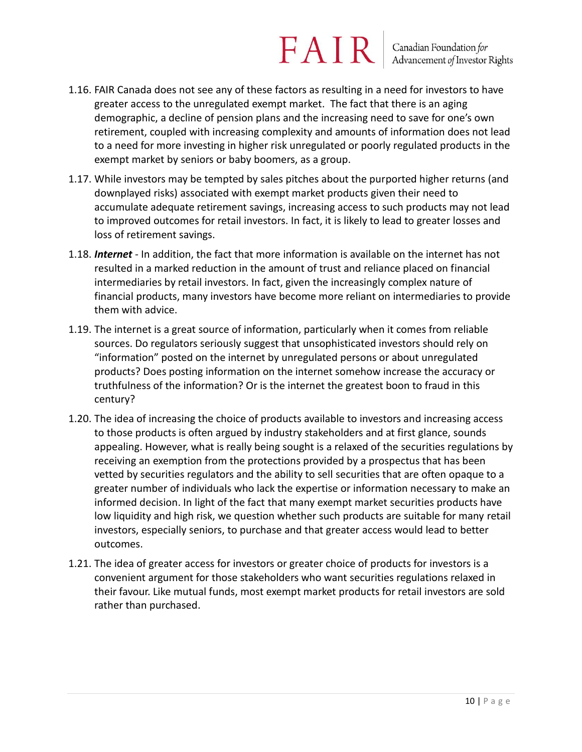1.16. FAIR Canada does not see any of these factors as resulting in a need for investors to have greater access to the unregulated exempt market. The fact that there is an aging demographic, a decline of pension plans and the increasing need to save for one's own retirement, coupled with increasing complexity and amounts of information does not lead to a need for more investing in higher risk unregulated or poorly regulated products in the exempt market by seniors or baby boomers, as a group.

1.17. While investors may be tempted by sales pitches about the purported higher returns (and downplayed risks) associated with exempt market products given their need to accumulate adequate retirement savings, increasing access to such products may not lead to improved outcomes for retail investors. In fact, it is likely to lead to greater losses and loss of retirement savings.

1.18. ***Internet*** - In addition, the fact that more information is available on the internet has not resulted in a marked reduction in the amount of trust and reliance placed on financial intermediaries by retail investors. In fact, given the increasingly complex nature of financial products, many investors have become more reliant on intermediaries to provide them with advice.

1.19. The internet is a great source of information, particularly when it comes from reliable sources. Do regulators seriously suggest that unsophisticated investors should rely on "information" posted on the internet by unregulated persons or about unregulated products? Does posting information on the internet somehow increase the accuracy or truthfulness of the information? Or is the internet the greatest boon to fraud in this century?

1.20. The idea of increasing the choice of products available to investors and increasing access to those products is often argued by industry stakeholders and at first glance, sounds appealing. However, what is really being sought is a relaxed of the securities regulations by receiving an exemption from the protections provided by a prospectus that has been vetted by securities regulators and the ability to sell securities that are often opaque to a greater number of individuals who lack the expertise or information necessary to make an informed decision. In light of the fact that many exempt market securities products have low liquidity and high risk, we question whether such products are suitable for many retail investors, especially seniors, to purchase and that greater access would lead to better outcomes.

1.21. The idea of greater access for investors or greater choice of products for investors is a convenient argument for those stakeholders who want securities regulations relaxed in their favour. Like mutual funds, most exempt market products for retail investors are sold rather than purchased.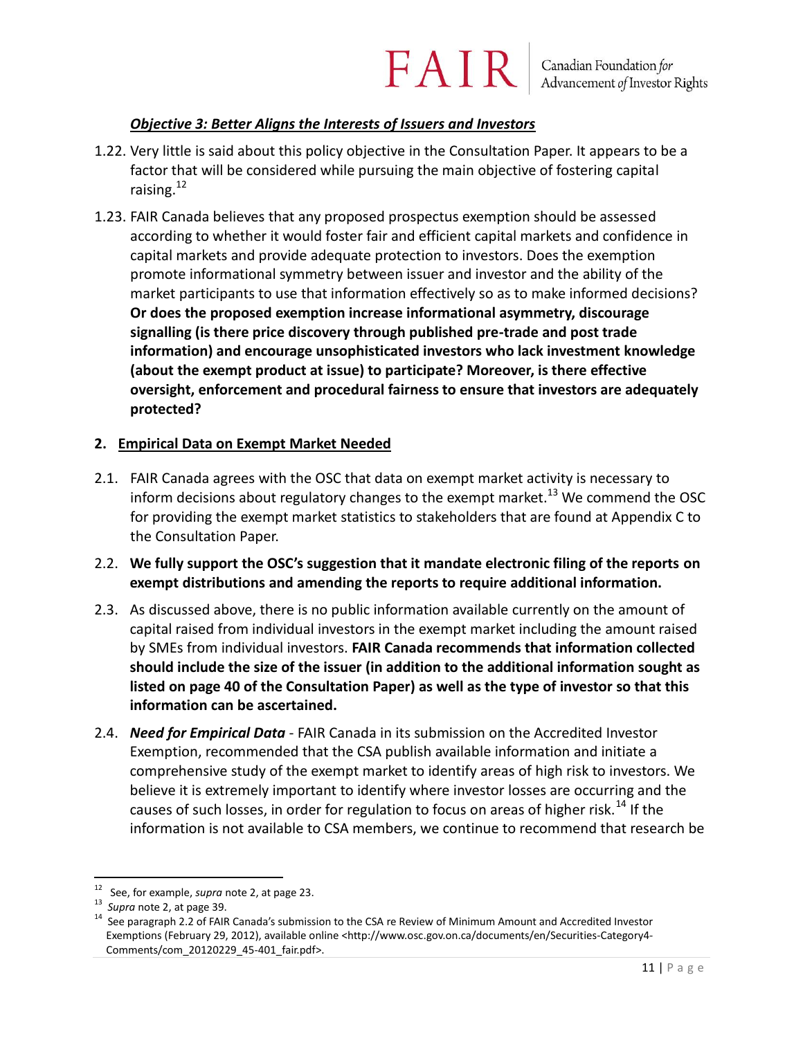***Objective 3: Better Aligns the Interests of Issuers and Investors***

1.22. Very little is said about this policy objective in the Consultation Paper. It appears to be a factor that will be considered while pursuing the main objective of fostering capital raising.[12]

1.23. FAIR Canada believes that any proposed prospectus exemption should be assessed according to whether it would foster fair and efficient capital markets and confidence in capital markets and provide adequate protection to investors. Does the exemption promote informational symmetry between issuer and investor and the ability of the market participants to use that information effectively so as to make informed decisions? **Or does the proposed exemption increase informational asymmetry, discourage signalling (is there price discovery through published pre-trade and post trade information) and encourage unsophisticated investors who lack investment knowledge (about the exempt product at issue) to participate? Moreover, is there effective oversight, enforcement and procedural fairness to ensure that investors are adequately protected?**

## 2. Empirical Data on Exempt Market Needed

2.1. FAIR Canada agrees with the OSC that data on exempt market activity is necessary to inform decisions about regulatory changes to the exempt market.[13] We commend the OSC for providing the exempt market statistics to stakeholders that are found at Appendix C to the Consultation Paper.

2.2. **We fully support the OSC's suggestion that it mandate electronic filing of the reports on exempt distributions and amending the reports to require additional information.**

2.3. As discussed above, there is no public information available currently on the amount of capital raised from individual investors in the exempt market including the amount raised by SMEs from individual investors. **FAIR Canada recommends that information collected should include the size of the issuer (in addition to the additional information sought as listed on page 40 of the Consultation Paper) as well as the type of investor so that this information can be ascertained.**

2.4. ***Need for Empirical Data*** - FAIR Canada in its submission on the Accredited Investor Exemption, recommended that the CSA publish available information and initiate a comprehensive study of the exempt market to identify areas of high risk to investors. We believe it is extremely important to identify where investor losses are occurring and the causes of such losses, in order for regulation to focus on areas of higher risk.[14] If the information is not available to CSA members, we continue to recommend that research be

---

[12] See, for example, *supra* note 2, at page 23.

[13] *Supra* note 2, at page 39.

[14] See paragraph 2.2 of FAIR Canada's submission to the CSA re Review of Minimum Amount and Accredited Investor Exemptions (February 29, 2012), available online <http://www.osc.gov.on.ca/documents/en/Securities-Category4-Comments/com_20120229_45-401_fair.pdf>.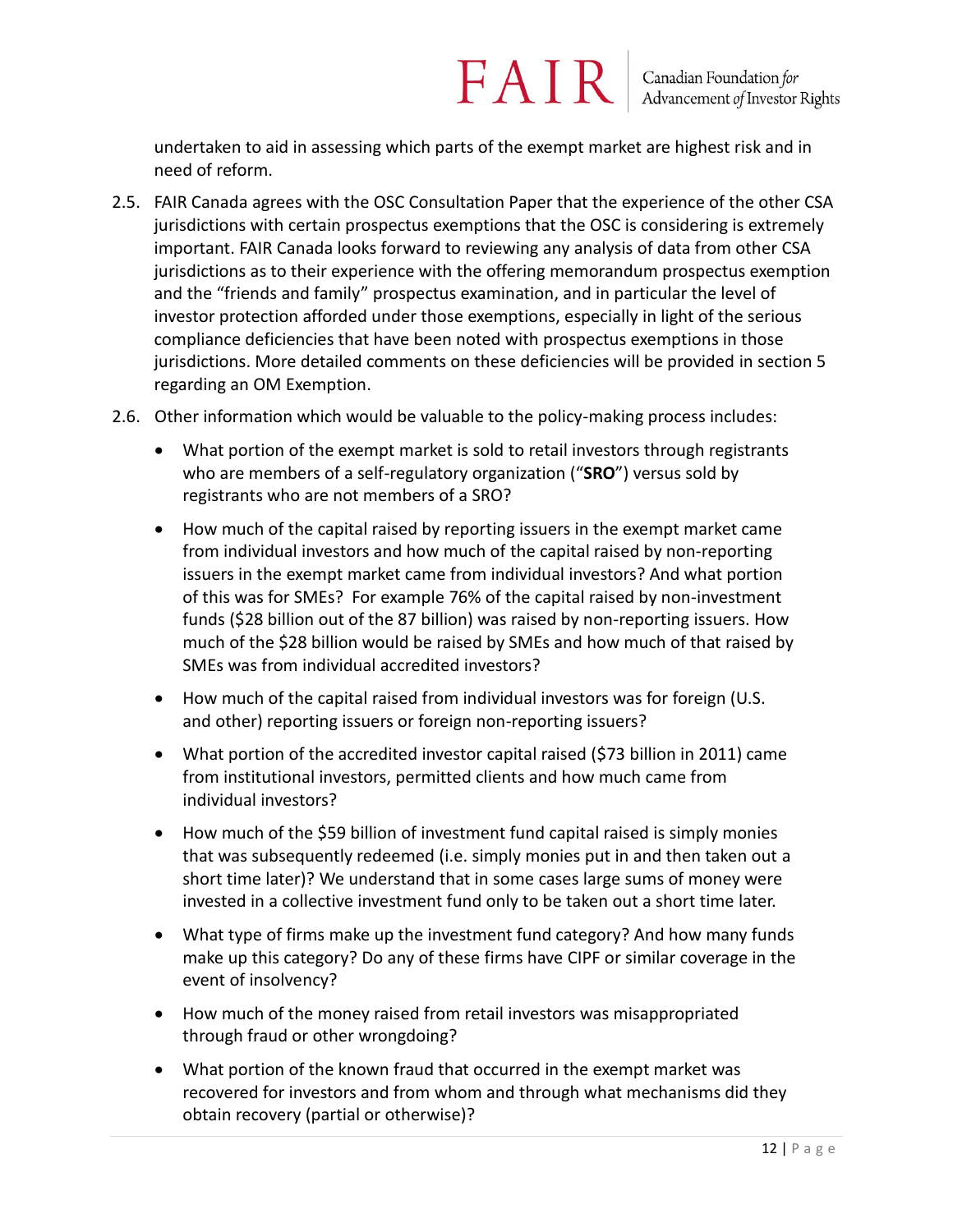undertaken to aid in assessing which parts of the exempt market are highest risk and in need of reform.

2.5. FAIR Canada agrees with the OSC Consultation Paper that the experience of the other CSA jurisdictions with certain prospectus exemptions that the OSC is considering is extremely important. FAIR Canada looks forward to reviewing any analysis of data from other CSA jurisdictions as to their experience with the offering memorandum prospectus exemption and the "friends and family" prospectus examination, and in particular the level of investor protection afforded under those exemptions, especially in light of the serious compliance deficiencies that have been noted with prospectus exemptions in those jurisdictions. More detailed comments on these deficiencies will be provided in section 5 regarding an OM Exemption.

2.6. Other information which would be valuable to the policy-making process includes:

- What portion of the exempt market is sold to retail investors through registrants who are members of a self-regulatory organization ("**SRO**") versus sold by registrants who are not members of a SRO?
- How much of the capital raised by reporting issuers in the exempt market came from individual investors and how much of the capital raised by non-reporting issuers in the exempt market came from individual investors? And what portion of this was for SMEs? For example 76% of the capital raised by non-investment funds ($28 billion out of the 87 billion) was raised by non-reporting issuers. How much of the $28 billion would be raised by SMEs and how much of that raised by SMEs was from individual accredited investors?
- How much of the capital raised from individual investors was for foreign (U.S. and other) reporting issuers or foreign non-reporting issuers?
- What portion of the accredited investor capital raised ($73 billion in 2011) came from institutional investors, permitted clients and how much came from individual investors?
- How much of the $59 billion of investment fund capital raised is simply monies that was subsequently redeemed (i.e. simply monies put in and then taken out a short time later)? We understand that in some cases large sums of money were invested in a collective investment fund only to be taken out a short time later.
- What type of firms make up the investment fund category? And how many funds make up this category? Do any of these firms have CIPF or similar coverage in the event of insolvency?
- How much of the money raised from retail investors was misappropriated through fraud or other wrongdoing?
- What portion of the known fraud that occurred in the exempt market was recovered for investors and from whom and through what mechanisms did they obtain recovery (partial or otherwise)?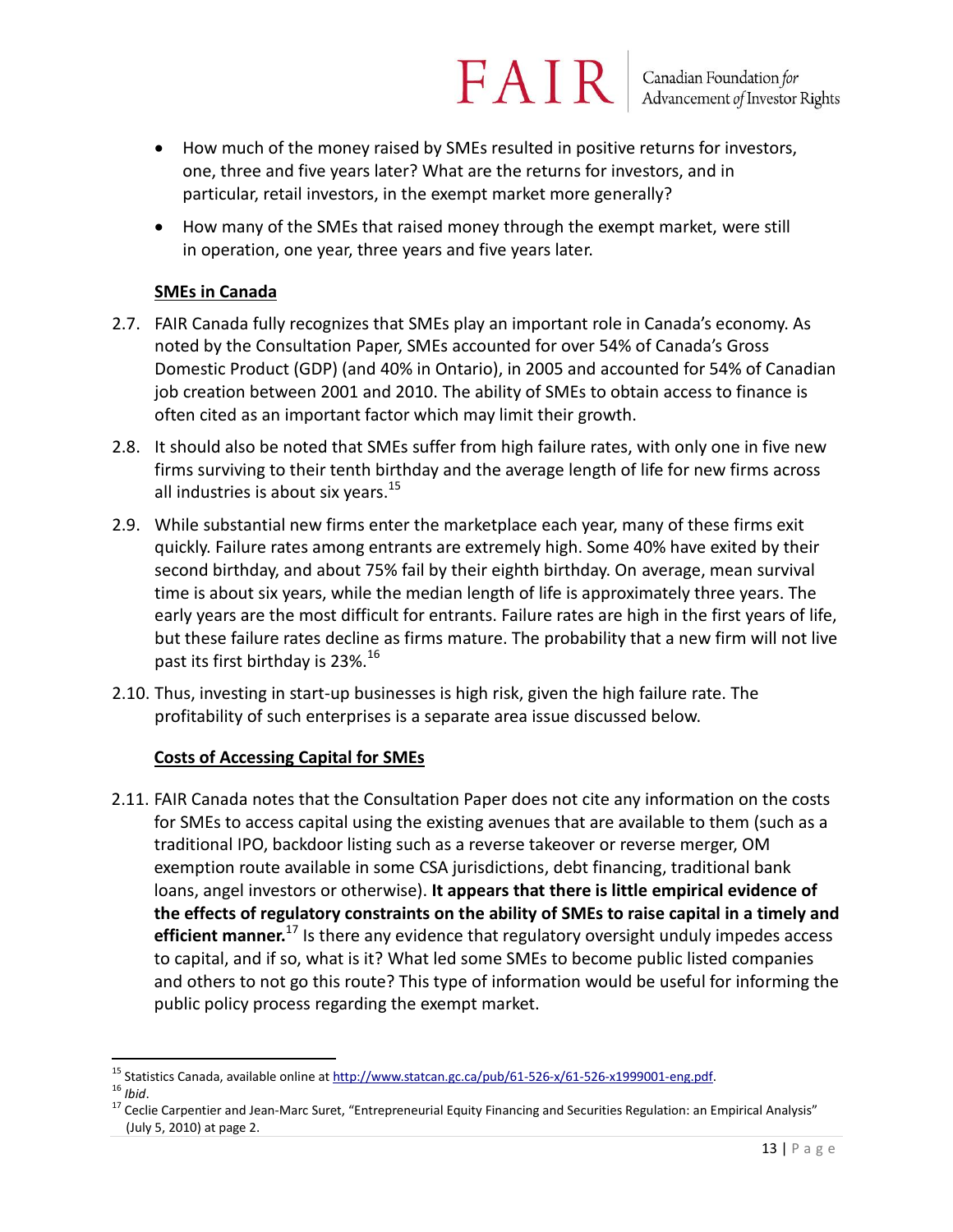- How much of the money raised by SMEs resulted in positive returns for investors, one, three and five years later? What are the returns for investors, and in particular, retail investors, in the exempt market more generally?
- How many of the SMEs that raised money through the exempt market, were still in operation, one year, three years and five years later.

**<u>SMEs in Canada</u>**

2.7. FAIR Canada fully recognizes that SMEs play an important role in Canada's economy. As noted by the Consultation Paper, SMEs accounted for over 54% of Canada's Gross Domestic Product (GDP) (and 40% in Ontario), in 2005 and accounted for 54% of Canadian job creation between 2001 and 2010. The ability of SMEs to obtain access to finance is often cited as an important factor which may limit their growth.

2.8. It should also be noted that SMEs suffer from high failure rates, with only one in five new firms surviving to their tenth birthday and the average length of life for new firms across all industries is about six years.[15]

2.9. While substantial new firms enter the marketplace each year, many of these firms exit quickly. Failure rates among entrants are extremely high. Some 40% have exited by their second birthday, and about 75% fail by their eighth birthday. On average, mean survival time is about six years, while the median length of life is approximately three years. The early years are the most difficult for entrants. Failure rates are high in the first years of life, but these failure rates decline as firms mature. The probability that a new firm will not live past its first birthday is 23%.[16]

2.10. Thus, investing in start-up businesses is high risk, given the high failure rate. The profitability of such enterprises is a separate area issue discussed below.

**<u>Costs of Accessing Capital for SMEs</u>**

2.11. FAIR Canada notes that the Consultation Paper does not cite any information on the costs for SMEs to access capital using the existing avenues that are available to them (such as a traditional IPO, backdoor listing such as a reverse takeover or reverse merger, OM exemption route available in some CSA jurisdictions, debt financing, traditional bank loans, angel investors or otherwise). **It appears that there is little empirical evidence of the effects of regulatory constraints on the ability of SMEs to raise capital in a timely and efficient manner.**[17] Is there any evidence that regulatory oversight unduly impedes access to capital, and if so, what is it? What led some SMEs to become public listed companies and others to not go this route? This type of information would be useful for informing the public policy process regarding the exempt market.

---

[15] Statistics Canada, available online at http://www.statcan.gc.ca/pub/61-526-x/61-526-x1999001-eng.pdf.

[16] *Ibid*.

[17] Ceclie Carpentier and Jean-Marc Suret, "Entrepreneurial Equity Financing and Securities Regulation: an Empirical Analysis" (July 5, 2010) at page 2.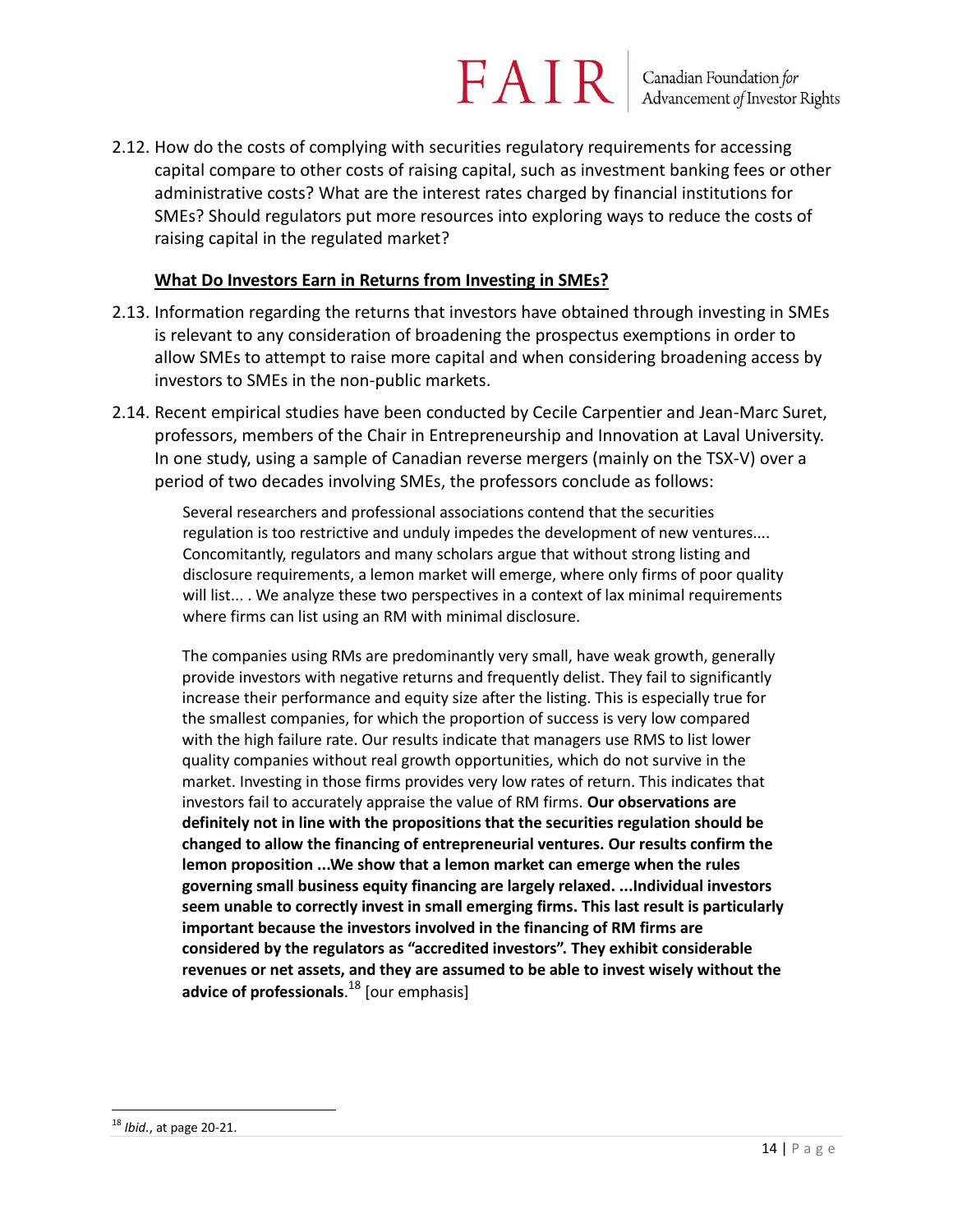2.12. How do the costs of complying with securities regulatory requirements for accessing capital compare to other costs of raising capital, such as investment banking fees or other administrative costs? What are the interest rates charged by financial institutions for SMEs? Should regulators put more resources into exploring ways to reduce the costs of raising capital in the regulated market?

**<u>What Do Investors Earn in Returns from Investing in SMEs?</u>**

2.13. Information regarding the returns that investors have obtained through investing in SMEs is relevant to any consideration of broadening the prospectus exemptions in order to allow SMEs to attempt to raise more capital and when considering broadening access by investors to SMEs in the non-public markets.

2.14. Recent empirical studies have been conducted by Cecile Carpentier and Jean-Marc Suret, professors, members of the Chair in Entrepreneurship and Innovation at Laval University. In one study, using a sample of Canadian reverse mergers (mainly on the TSX-V) over a period of two decades involving SMEs, the professors conclude as follows:

> Several researchers and professional associations contend that the securities regulation is too restrictive and unduly impedes the development of new ventures.... Concomitantly, regulators and many scholars argue that without strong listing and disclosure requirements, a lemon market will emerge, where only firms of poor quality will list... . We analyze these two perspectives in a context of lax minimal requirements where firms can list using an RM with minimal disclosure.
>
> The companies using RMs are predominantly very small, have weak growth, generally provide investors with negative returns and frequently delist. They fail to significantly increase their performance and equity size after the listing. This is especially true for the smallest companies, for which the proportion of success is very low compared with the high failure rate. Our results indicate that managers use RMS to list lower quality companies without real growth opportunities, which do not survive in the market. Investing in those firms provides very low rates of return. This indicates that investors fail to accurately appraise the value of RM firms. **Our observations are definitely not in line with the propositions that the securities regulation should be changed to allow the financing of entrepreneurial ventures. Our results confirm the lemon proposition ...We show that a lemon market can emerge when the rules governing small business equity financing are largely relaxed. ...Individual investors seem unable to correctly invest in small emerging firms. This last result is particularly important because the investors involved in the financing of RM firms are considered by the regulators as "accredited investors". They exhibit considerable revenues or net assets, and they are assumed to be able to invest wisely without the advice of professionals**.[18] [our emphasis]

[18] *Ibid.*, at page 20-21.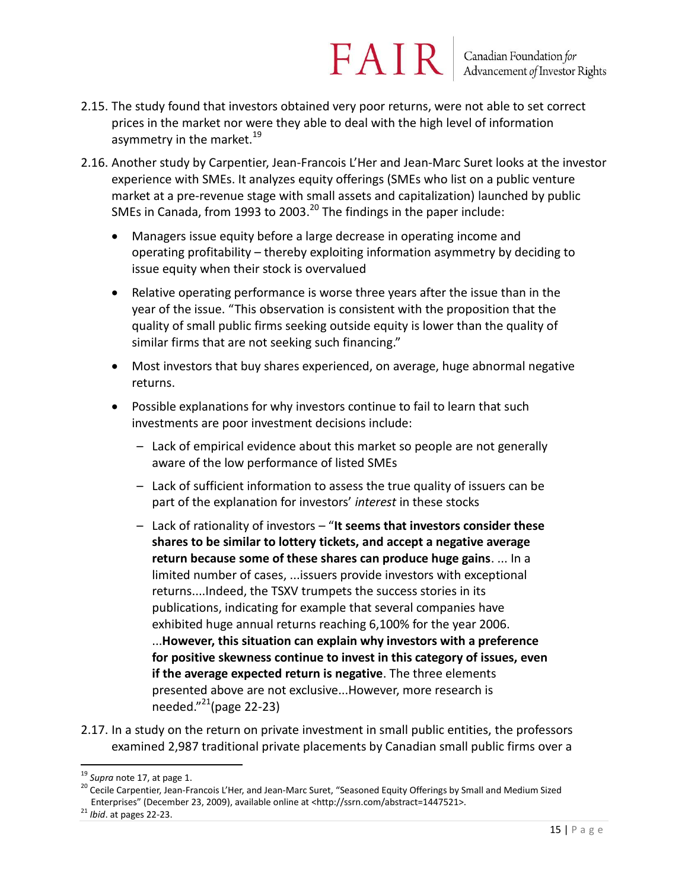2.15. The study found that investors obtained very poor returns, were not able to set correct prices in the market nor were they able to deal with the high level of information asymmetry in the market.[19]

2.16. Another study by Carpentier, Jean-Francois L'Her and Jean-Marc Suret looks at the investor experience with SMEs. It analyzes equity offerings (SMEs who list on a public venture market at a pre-revenue stage with small assets and capitalization) launched by public SMEs in Canada, from 1993 to 2003.[20] The findings in the paper include:

- Managers issue equity before a large decrease in operating income and operating profitability – thereby exploiting information asymmetry by deciding to issue equity when their stock is overvalued
- Relative operating performance is worse three years after the issue than in the year of the issue. "This observation is consistent with the proposition that the quality of small public firms seeking outside equity is lower than the quality of similar firms that are not seeking such financing."
- Most investors that buy shares experienced, on average, huge abnormal negative returns.
- Possible explanations for why investors continue to fail to learn that such investments are poor investment decisions include:
  - Lack of empirical evidence about this market so people are not generally aware of the low performance of listed SMEs
  - Lack of sufficient information to assess the true quality of issuers can be part of the explanation for investors' *interest* in these stocks
  - Lack of rationality of investors – "**It seems that investors consider these shares to be similar to lottery tickets, and accept a negative average return because some of these shares can produce huge gains**. ... In a limited number of cases, ...issuers provide investors with exceptional returns....Indeed, the TSXV trumpets the success stories in its publications, indicating for example that several companies have exhibited huge annual returns reaching 6,100% for the year 2006. ...**However, this situation can explain why investors with a preference for positive skewness continue to invest in this category of issues, even if the average expected return is negative**. The three elements presented above are not exclusive...However, more research is needed."[21](page 22-23)

2.17. In a study on the return on private investment in small public entities, the professors examined 2,987 traditional private placements by Canadian small public firms over a

---

[19] *Supra* note 17, at page 1.

[20] Cecile Carpentier, Jean-Francois L'Her, and Jean-Marc Suret, "Seasoned Equity Offerings by Small and Medium Sized Enterprises" (December 23, 2009), available online at <http://ssrn.com/abstract=1447521>.

[21] *Ibid*. at pages 22-23.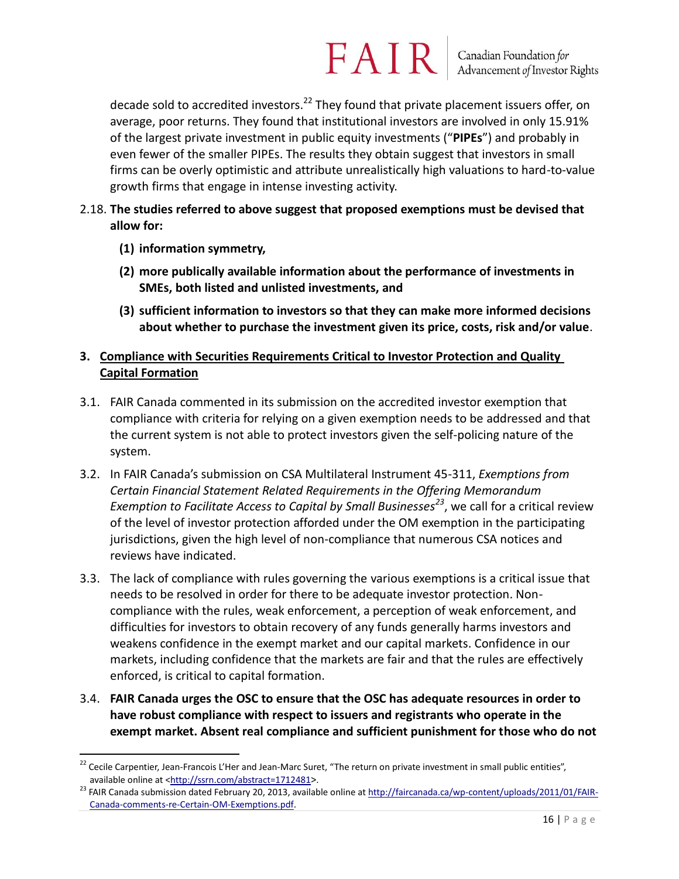decade sold to accredited investors.[22] They found that private placement issuers offer, on average, poor returns. They found that institutional investors are involved in only 15.91% of the largest private investment in public equity investments ("**PIPEs**") and probably in even fewer of the smaller PIPEs. The results they obtain suggest that investors in small firms can be overly optimistic and attribute unrealistically high valuations to hard-to-value growth firms that engage in intense investing activity.

2.18. **The studies referred to above suggest that proposed exemptions must be devised that allow for:**

**(1) information symmetry,**

**(2) more publically available information about the performance of investments in SMEs, both listed and unlisted investments, and**

**(3) sufficient information to investors so that they can make more informed decisions about whether to purchase the investment given its price, costs, risk and/or value**.

## 3. Compliance with Securities Requirements Critical to Investor Protection and Quality Capital Formation

3.1. FAIR Canada commented in its submission on the accredited investor exemption that compliance with criteria for relying on a given exemption needs to be addressed and that the current system is not able to protect investors given the self-policing nature of the system.

3.2. In FAIR Canada's submission on CSA Multilateral Instrument 45-311, *Exemptions from Certain Financial Statement Related Requirements in the Offering Memorandum Exemption to Facilitate Access to Capital by Small Businesses*[23], we call for a critical review of the level of investor protection afforded under the OM exemption in the participating jurisdictions, given the high level of non-compliance that numerous CSA notices and reviews have indicated.

3.3. The lack of compliance with rules governing the various exemptions is a critical issue that needs to be resolved in order for there to be adequate investor protection. Non-compliance with the rules, weak enforcement, a perception of weak enforcement, and difficulties for investors to obtain recovery of any funds generally harms investors and weakens confidence in the exempt market and our capital markets. Confidence in our markets, including confidence that the markets are fair and that the rules are effectively enforced, is critical to capital formation.

3.4. **FAIR Canada urges the OSC to ensure that the OSC has adequate resources in order to have robust compliance with respect to issuers and registrants who operate in the exempt market. Absent real compliance and sufficient punishment for those who do not**

---

[22] Cecile Carpentier, Jean-Francois L'Her and Jean-Marc Suret, "The return on private investment in small public entities", available online at <http://ssrn.com/abstract=1712481>.

[23] FAIR Canada submission dated February 20, 2013, available online at http://faircanada.ca/wp-content/uploads/2011/01/FAIR-Canada-comments-re-Certain-OM-Exemptions.pdf.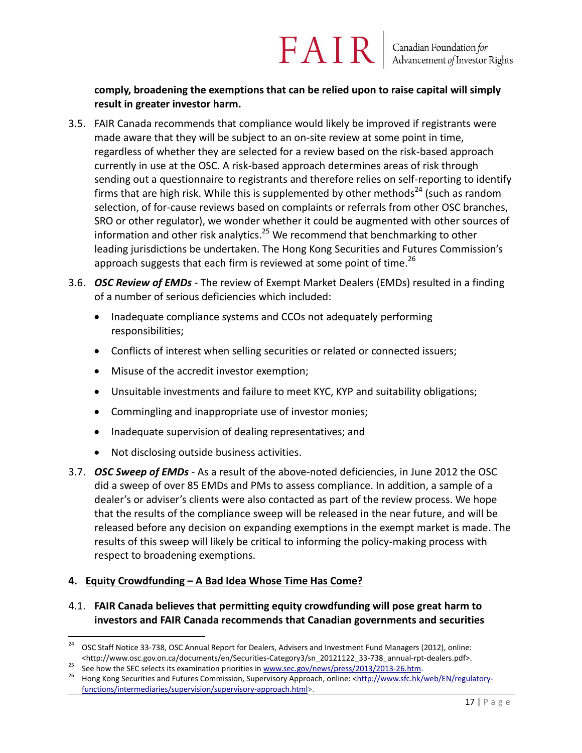**comply, broadening the exemptions that can be relied upon to raise capital will simply result in greater investor harm.**

3.5. FAIR Canada recommends that compliance would likely be improved if registrants were made aware that they will be subject to an on-site review at some point in time, regardless of whether they are selected for a review based on the risk-based approach currently in use at the OSC. A risk-based approach determines areas of risk through sending out a questionnaire to registrants and therefore relies on self-reporting to identify firms that are high risk. While this is supplemented by other methods[24] (such as random selection, of for-cause reviews based on complaints or referrals from other OSC branches, SRO or other regulator), we wonder whether it could be augmented with other sources of information and other risk analytics.[25] We recommend that benchmarking to other leading jurisdictions be undertaken. The Hong Kong Securities and Futures Commission's approach suggests that each firm is reviewed at some point of time.[26]

3.6. ***OSC Review of EMDs*** - The review of Exempt Market Dealers (EMDs) resulted in a finding of a number of serious deficiencies which included:

- Inadequate compliance systems and CCOs not adequately performing responsibilities;
- Conflicts of interest when selling securities or related or connected issuers;
- Misuse of the accredit investor exemption;
- Unsuitable investments and failure to meet KYC, KYP and suitability obligations;
- Commingling and inappropriate use of investor monies;
- Inadequate supervision of dealing representatives; and
- Not disclosing outside business activities.

3.7. ***OSC Sweep of EMDs*** - As a result of the above-noted deficiencies, in June 2012 the OSC did a sweep of over 85 EMDs and PMs to assess compliance. In addition, a sample of a dealer's or adviser's clients were also contacted as part of the review process. We hope that the results of the compliance sweep will be released in the near future, and will be released before any decision on expanding exemptions in the exempt market is made. The results of this sweep will likely be critical to informing the policy-making process with respect to broadening exemptions.

## 4. Equity Crowdfunding – A Bad Idea Whose Time Has Come?

4.1. **FAIR Canada believes that permitting equity crowdfunding will pose great harm to investors and FAIR Canada recommends that Canadian governments and securities**

---

[24] OSC Staff Notice 33-738, OSC Annual Report for Dealers, Advisers and Investment Fund Managers (2012), online: <http://www.osc.gov.on.ca/documents/en/Securities-Category3/sn_20121122_33-738_annual-rpt-dealers.pdf>.

[25] See how the SEC selects its examination priorities in www.sec.gov/news/press/2013/2013-26.htm.

[26] Hong Kong Securities and Futures Commission, Supervisory Approach, online: <http://www.sfc.hk/web/EN/regulatory-functions/intermediaries/supervision/supervisory-approach.html>.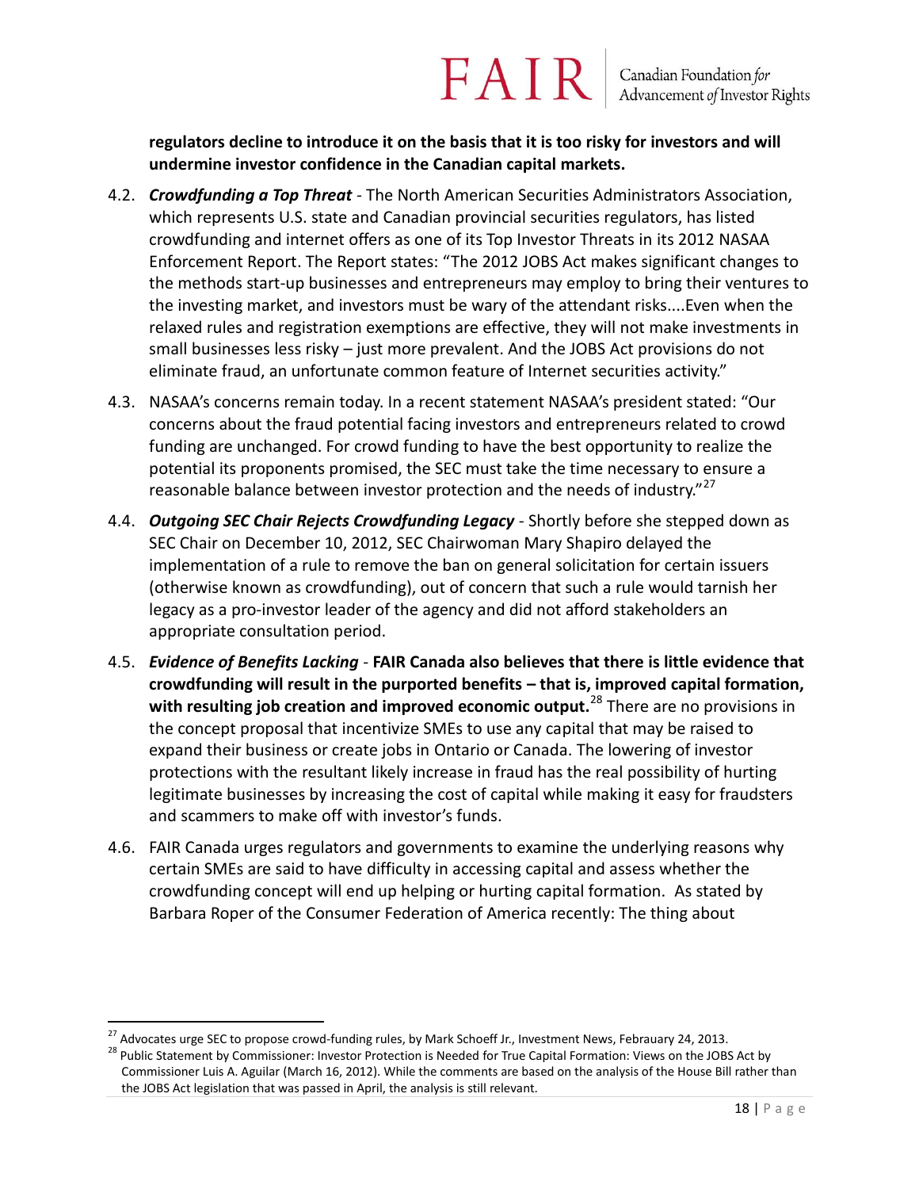**regulators decline to introduce it on the basis that it is too risky for investors and will undermine investor confidence in the Canadian capital markets.**

4.2. ***Crowdfunding a Top Threat*** - The North American Securities Administrators Association, which represents U.S. state and Canadian provincial securities regulators, has listed crowdfunding and internet offers as one of its Top Investor Threats in its 2012 NASAA Enforcement Report. The Report states: "The 2012 JOBS Act makes significant changes to the methods start-up businesses and entrepreneurs may employ to bring their ventures to the investing market, and investors must be wary of the attendant risks....Even when the relaxed rules and registration exemptions are effective, they will not make investments in small businesses less risky – just more prevalent. And the JOBS Act provisions do not eliminate fraud, an unfortunate common feature of Internet securities activity."

4.3. NASAA's concerns remain today. In a recent statement NASAA's president stated: "Our concerns about the fraud potential facing investors and entrepreneurs related to crowd funding are unchanged. For crowd funding to have the best opportunity to realize the potential its proponents promised, the SEC must take the time necessary to ensure a reasonable balance between investor protection and the needs of industry."[27]

4.4. ***Outgoing SEC Chair Rejects Crowdfunding Legacy*** - Shortly before she stepped down as SEC Chair on December 10, 2012, SEC Chairwoman Mary Shapiro delayed the implementation of a rule to remove the ban on general solicitation for certain issuers (otherwise known as crowdfunding), out of concern that such a rule would tarnish her legacy as a pro-investor leader of the agency and did not afford stakeholders an appropriate consultation period.

4.5. ***Evidence of Benefits Lacking*** - **FAIR Canada also believes that there is little evidence that crowdfunding will result in the purported benefits – that is, improved capital formation, with resulting job creation and improved economic output.**[28] There are no provisions in the concept proposal that incentivize SMEs to use any capital that may be raised to expand their business or create jobs in Ontario or Canada. The lowering of investor protections with the resultant likely increase in fraud has the real possibility of hurting legitimate businesses by increasing the cost of capital while making it easy for fraudsters and scammers to make off with investor's funds.

4.6. FAIR Canada urges regulators and governments to examine the underlying reasons why certain SMEs are said to have difficulty in accessing capital and assess whether the crowdfunding concept will end up helping or hurting capital formation. As stated by Barbara Roper of the Consumer Federation of America recently: The thing about

[27] Advocates urge SEC to propose crowd-funding rules, by Mark Schoeff Jr., Investment News, Febrauary 24, 2013.

[28] Public Statement by Commissioner: Investor Protection is Needed for True Capital Formation: Views on the JOBS Act by Commissioner Luis A. Aguilar (March 16, 2012). While the comments are based on the analysis of the House Bill rather than the JOBS Act legislation that was passed in April, the analysis is still relevant.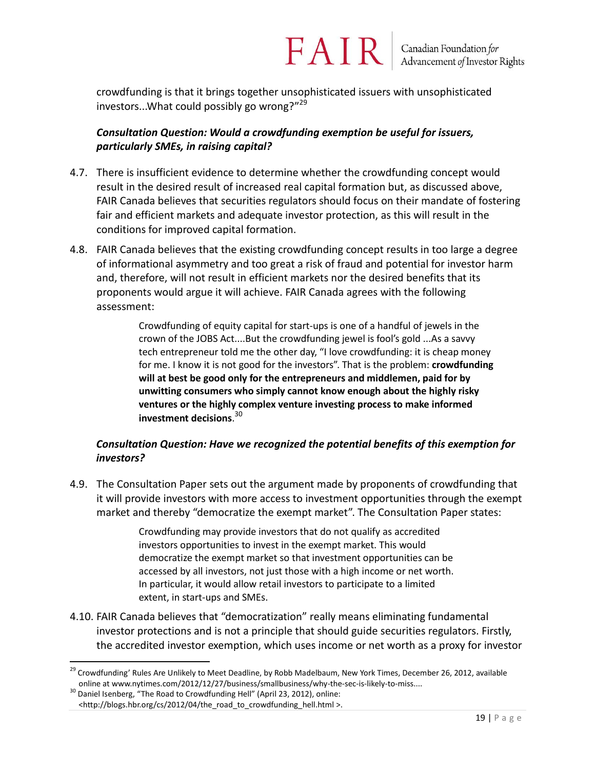crowdfunding is that it brings together unsophisticated issuers with unsophisticated investors...What could possibly go wrong?"[29]

***Consultation Question: Would a crowdfunding exemption be useful for issuers, particularly SMEs, in raising capital?***

4.7. There is insufficient evidence to determine whether the crowdfunding concept would result in the desired result of increased real capital formation but, as discussed above, FAIR Canada believes that securities regulators should focus on their mandate of fostering fair and efficient markets and adequate investor protection, as this will result in the conditions for improved capital formation.

4.8. FAIR Canada believes that the existing crowdfunding concept results in too large a degree of informational asymmetry and too great a risk of fraud and potential for investor harm and, therefore, will not result in efficient markets nor the desired benefits that its proponents would argue it will achieve. FAIR Canada agrees with the following assessment:

> Crowdfunding of equity capital for start-ups is one of a handful of jewels in the crown of the JOBS Act....But the crowdfunding jewel is fool's gold ...As a savvy tech entrepreneur told me the other day, "I love crowdfunding: it is cheap money for me. I know it is not good for the investors". That is the problem: **crowdfunding will at best be good only for the entrepreneurs and middlemen, paid for by unwitting consumers who simply cannot know enough about the highly risky ventures or the highly complex venture investing process to make informed investment decisions**.[30]

***Consultation Question: Have we recognized the potential benefits of this exemption for investors?***

4.9. The Consultation Paper sets out the argument made by proponents of crowdfunding that it will provide investors with more access to investment opportunities through the exempt market and thereby "democratize the exempt market". The Consultation Paper states:

> Crowdfunding may provide investors that do not qualify as accredited investors opportunities to invest in the exempt market. This would democratize the exempt market so that investment opportunities can be accessed by all investors, not just those with a high income or net worth. In particular, it would allow retail investors to participate to a limited extent, in start-ups and SMEs.

4.10. FAIR Canada believes that "democratization" really means eliminating fundamental investor protections and is not a principle that should guide securities regulators. Firstly, the accredited investor exemption, which uses income or net worth as a proxy for investor

---

[29] Crowdfunding' Rules Are Unlikely to Meet Deadline, by Robb Madelbaum, New York Times, December 26, 2012, available online at www.nytimes.com/2012/12/27/business/smallbusiness/why-the-sec-is-likely-to-miss....

[30] Daniel Isenberg, "The Road to Crowdfunding Hell" (April 23, 2012), online: <http://blogs.hbr.org/cs/2012/04/the_road_to_crowdfunding_hell.html >.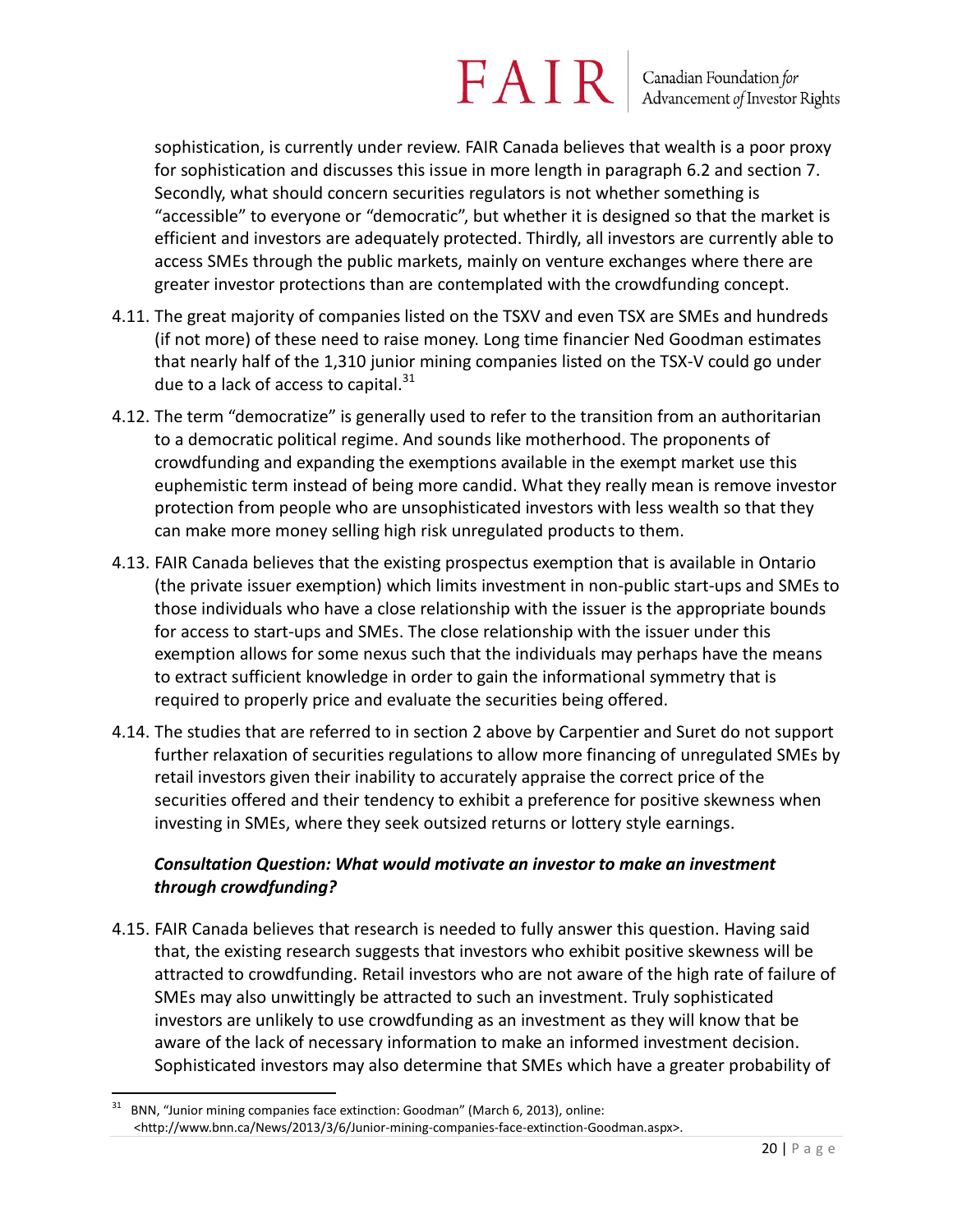sophistication, is currently under review. FAIR Canada believes that wealth is a poor proxy for sophistication and discusses this issue in more length in paragraph 6.2 and section 7. Secondly, what should concern securities regulators is not whether something is "accessible" to everyone or "democratic", but whether it is designed so that the market is efficient and investors are adequately protected. Thirdly, all investors are currently able to access SMEs through the public markets, mainly on venture exchanges where there are greater investor protections than are contemplated with the crowdfunding concept.

4.11. The great majority of companies listed on the TSXV and even TSX are SMEs and hundreds (if not more) of these need to raise money. Long time financier Ned Goodman estimates that nearly half of the 1,310 junior mining companies listed on the TSX-V could go under due to a lack of access to capital.[31]

4.12. The term "democratize" is generally used to refer to the transition from an authoritarian to a democratic political regime. And sounds like motherhood. The proponents of crowdfunding and expanding the exemptions available in the exempt market use this euphemistic term instead of being more candid. What they really mean is remove investor protection from people who are unsophisticated investors with less wealth so that they can make more money selling high risk unregulated products to them.

4.13. FAIR Canada believes that the existing prospectus exemption that is available in Ontario (the private issuer exemption) which limits investment in non-public start-ups and SMEs to those individuals who have a close relationship with the issuer is the appropriate bounds for access to start-ups and SMEs. The close relationship with the issuer under this exemption allows for some nexus such that the individuals may perhaps have the means to extract sufficient knowledge in order to gain the informational symmetry that is required to properly price and evaluate the securities being offered.

4.14. The studies that are referred to in section 2 above by Carpentier and Suret do not support further relaxation of securities regulations to allow more financing of unregulated SMEs by retail investors given their inability to accurately appraise the correct price of the securities offered and their tendency to exhibit a preference for positive skewness when investing in SMEs, where they seek outsized returns or lottery style earnings.

***Consultation Question: What would motivate an investor to make an investment through crowdfunding?***

4.15. FAIR Canada believes that research is needed to fully answer this question. Having said that, the existing research suggests that investors who exhibit positive skewness will be attracted to crowdfunding. Retail investors who are not aware of the high rate of failure of SMEs may also unwittingly be attracted to such an investment. Truly sophisticated investors are unlikely to use crowdfunding as an investment as they will know that be aware of the lack of necessary information to make an informed investment decision. Sophisticated investors may also determine that SMEs which have a greater probability of

---

[31] BNN, "Junior mining companies face extinction: Goodman" (March 6, 2013), online: <http://www.bnn.ca/News/2013/3/6/Junior-mining-companies-face-extinction-Goodman.aspx>.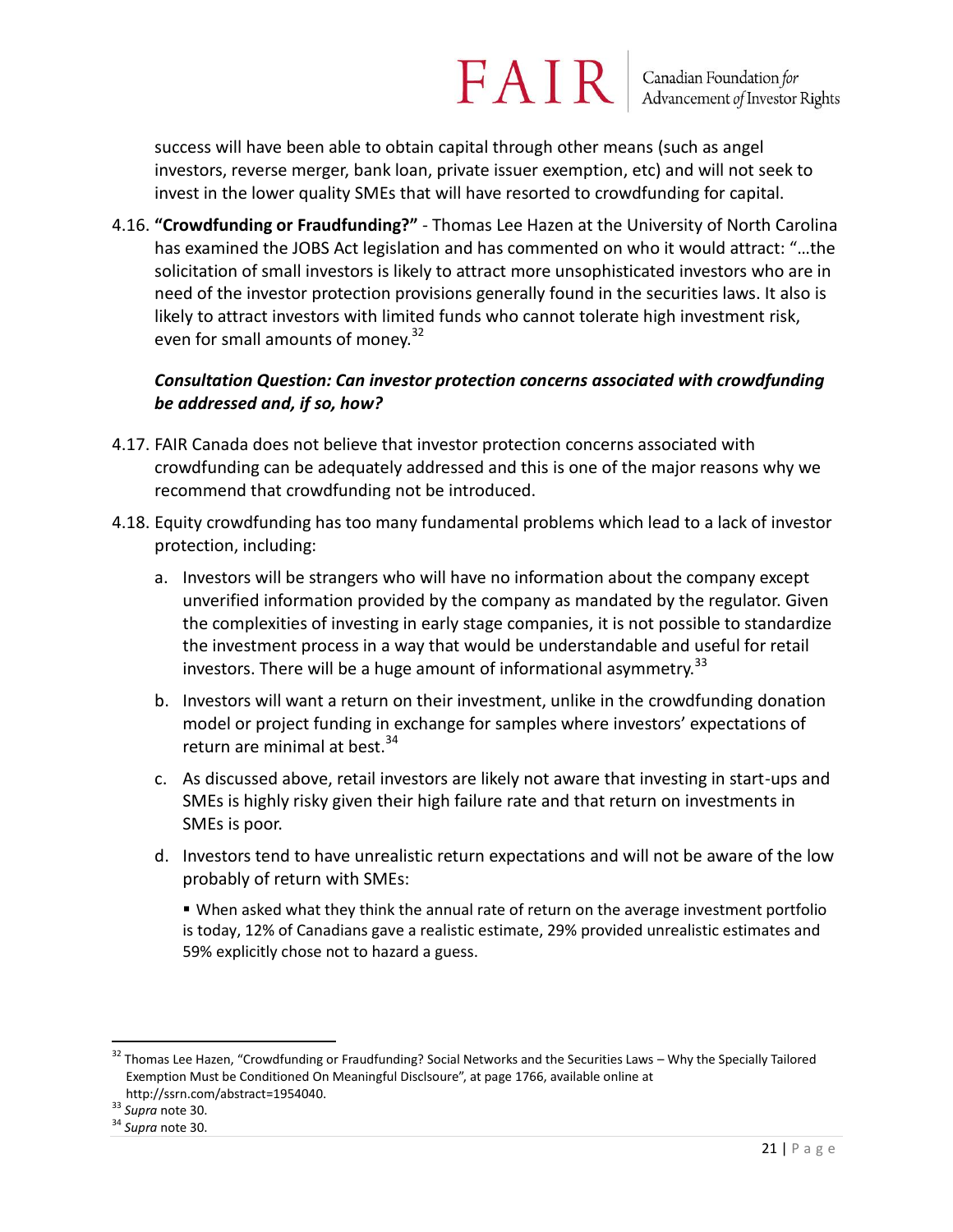success will have been able to obtain capital through other means (such as angel investors, reverse merger, bank loan, private issuer exemption, etc) and will not seek to invest in the lower quality SMEs that will have resorted to crowdfunding for capital.

4.16. **"Crowdfunding or Fraudfunding?"** - Thomas Lee Hazen at the University of North Carolina has examined the JOBS Act legislation and has commented on who it would attract: "…the solicitation of small investors is likely to attract more unsophisticated investors who are in need of the investor protection provisions generally found in the securities laws. It also is likely to attract investors with limited funds who cannot tolerate high investment risk, even for small amounts of money.[32]

***Consultation Question: Can investor protection concerns associated with crowdfunding be addressed and, if so, how?***

4.17. FAIR Canada does not believe that investor protection concerns associated with crowdfunding can be adequately addressed and this is one of the major reasons why we recommend that crowdfunding not be introduced.

4.18. Equity crowdfunding has too many fundamental problems which lead to a lack of investor protection, including:

a. Investors will be strangers who will have no information about the company except unverified information provided by the company as mandated by the regulator. Given the complexities of investing in early stage companies, it is not possible to standardize the investment process in a way that would be understandable and useful for retail investors. There will be a huge amount of informational asymmetry.[33]

b. Investors will want a return on their investment, unlike in the crowdfunding donation model or project funding in exchange for samples where investors' expectations of return are minimal at best.[34]

c. As discussed above, retail investors are likely not aware that investing in start-ups and SMEs is highly risky given their high failure rate and that return on investments in SMEs is poor.

d. Investors tend to have unrealistic return expectations and will not be aware of the low probably of return with SMEs:

- When asked what they think the annual rate of return on the average investment portfolio is today, 12% of Canadians gave a realistic estimate, 29% provided unrealistic estimates and 59% explicitly chose not to hazard a guess.

---

[32] Thomas Lee Hazen, "Crowdfunding or Fraudfunding? Social Networks and the Securities Laws – Why the Specially Tailored Exemption Must be Conditioned On Meaningful Disclsoure", at page 1766, available online at http://ssrn.com/abstract=1954040.

[33] *Supra* note 30.

[34] *Supra* note 30.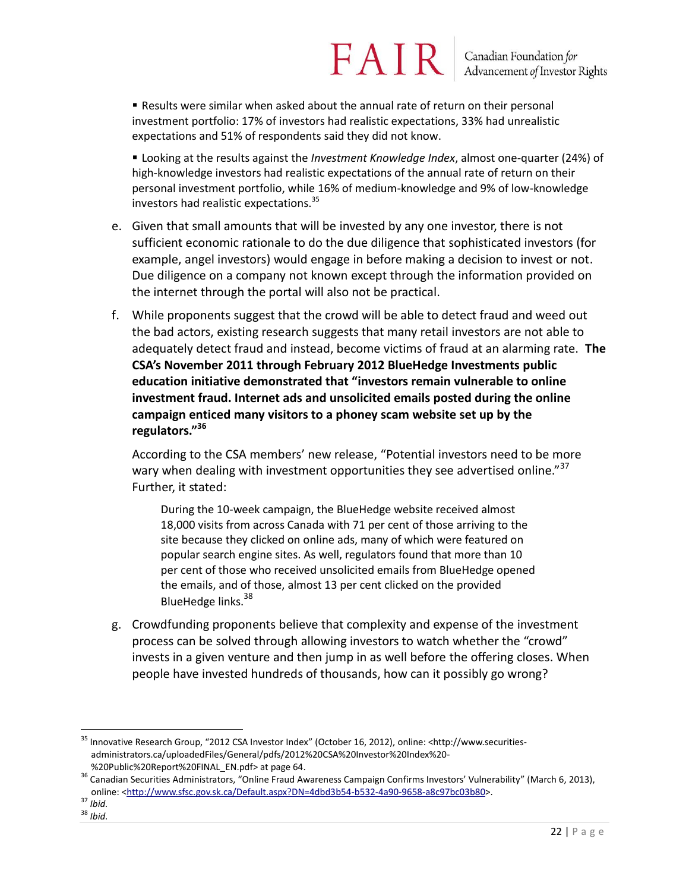▪ Results were similar when asked about the annual rate of return on their personal investment portfolio: 17% of investors had realistic expectations, 33% had unrealistic expectations and 51% of respondents said they did not know.

▪ Looking at the results against the *Investment Knowledge Index*, almost one-quarter (24%) of high-knowledge investors had realistic expectations of the annual rate of return on their personal investment portfolio, while 16% of medium-knowledge and 9% of low-knowledge investors had realistic expectations.[35]

e. Given that small amounts that will be invested by any one investor, there is not sufficient economic rationale to do the due diligence that sophisticated investors (for example, angel investors) would engage in before making a decision to invest or not. Due diligence on a company not known except through the information provided on the internet through the portal will also not be practical.

f. While proponents suggest that the crowd will be able to detect fraud and weed out the bad actors, existing research suggests that many retail investors are not able to adequately detect fraud and instead, become victims of fraud at an alarming rate. **The CSA's November 2011 through February 2012 BlueHedge Investments public education initiative demonstrated that "investors remain vulnerable to online investment fraud. Internet ads and unsolicited emails posted during the online campaign enticed many visitors to a phoney scam website set up by the regulators."[36]**

   According to the CSA members' new release, "Potential investors need to be more wary when dealing with investment opportunities they see advertised online."[37] Further, it stated:

   > During the 10-week campaign, the BlueHedge website received almost 18,000 visits from across Canada with 71 per cent of those arriving to the site because they clicked on online ads, many of which were featured on popular search engine sites. As well, regulators found that more than 10 per cent of those who received unsolicited emails from BlueHedge opened the emails, and of those, almost 13 per cent clicked on the provided BlueHedge links.[38]

g. Crowdfunding proponents believe that complexity and expense of the investment process can be solved through allowing investors to watch whether the "crowd" invests in a given venture and then jump in as well before the offering closes. When people have invested hundreds of thousands, how can it possibly go wrong?

---

[35] Innovative Research Group, "2012 CSA Investor Index" (October 16, 2012), online: <http://www.securities-administrators.ca/uploadedFiles/General/pdfs/2012%20CSA%20Investor%20Index%20-%20Public%20Report%20FINAL_EN.pdf> at page 64.

[36] Canadian Securities Administrators, "Online Fraud Awareness Campaign Confirms Investors' Vulnerability" (March 6, 2013), online: <http://www.sfsc.gov.sk.ca/Default.aspx?DN=4dbd3b54-b532-4a90-9658-a8c97bc03b80>.

[37] *Ibid.*

[38] *Ibid.*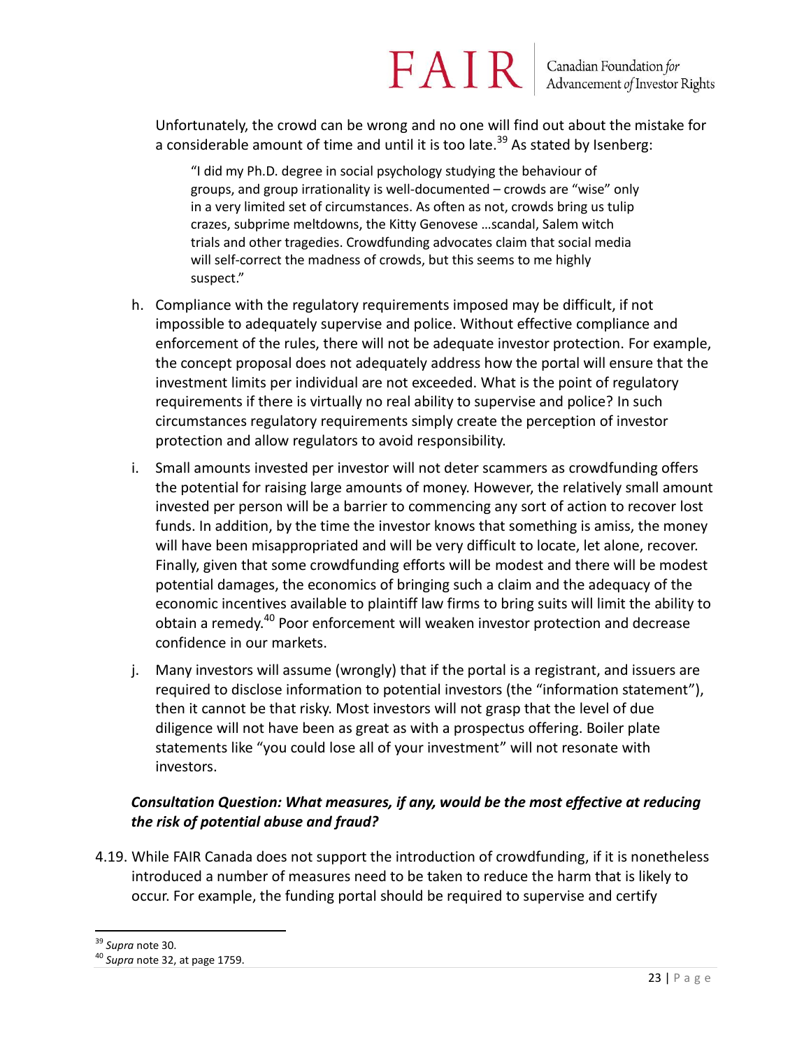Unfortunately, the crowd can be wrong and no one will find out about the mistake for a considerable amount of time and until it is too late.[39] As stated by Isenberg:

> "I did my Ph.D. degree in social psychology studying the behaviour of groups, and group irrationality is well-documented – crowds are "wise" only in a very limited set of circumstances. As often as not, crowds bring us tulip crazes, subprime meltdowns, the Kitty Genovese …scandal, Salem witch trials and other tragedies. Crowdfunding advocates claim that social media will self-correct the madness of crowds, but this seems to me highly suspect."

h. Compliance with the regulatory requirements imposed may be difficult, if not impossible to adequately supervise and police. Without effective compliance and enforcement of the rules, there will not be adequate investor protection. For example, the concept proposal does not adequately address how the portal will ensure that the investment limits per individual are not exceeded. What is the point of regulatory requirements if there is virtually no real ability to supervise and police? In such circumstances regulatory requirements simply create the perception of investor protection and allow regulators to avoid responsibility.

i. Small amounts invested per investor will not deter scammers as crowdfunding offers the potential for raising large amounts of money. However, the relatively small amount invested per person will be a barrier to commencing any sort of action to recover lost funds. In addition, by the time the investor knows that something is amiss, the money will have been misappropriated and will be very difficult to locate, let alone, recover. Finally, given that some crowdfunding efforts will be modest and there will be modest potential damages, the economics of bringing such a claim and the adequacy of the economic incentives available to plaintiff law firms to bring suits will limit the ability to obtain a remedy.[40] Poor enforcement will weaken investor protection and decrease confidence in our markets.

j. Many investors will assume (wrongly) that if the portal is a registrant, and issuers are required to disclose information to potential investors (the "information statement"), then it cannot be that risky. Most investors will not grasp that the level of due diligence will not have been as great as with a prospectus offering. Boiler plate statements like "you could lose all of your investment" will not resonate with investors.

***Consultation Question: What measures, if any, would be the most effective at reducing the risk of potential abuse and fraud?***

4.19. While FAIR Canada does not support the introduction of crowdfunding, if it is nonetheless introduced a number of measures need to be taken to reduce the harm that is likely to occur. For example, the funding portal should be required to supervise and certify

---

[39] *Supra* note 30.

[40] *Supra* note 32, at page 1759.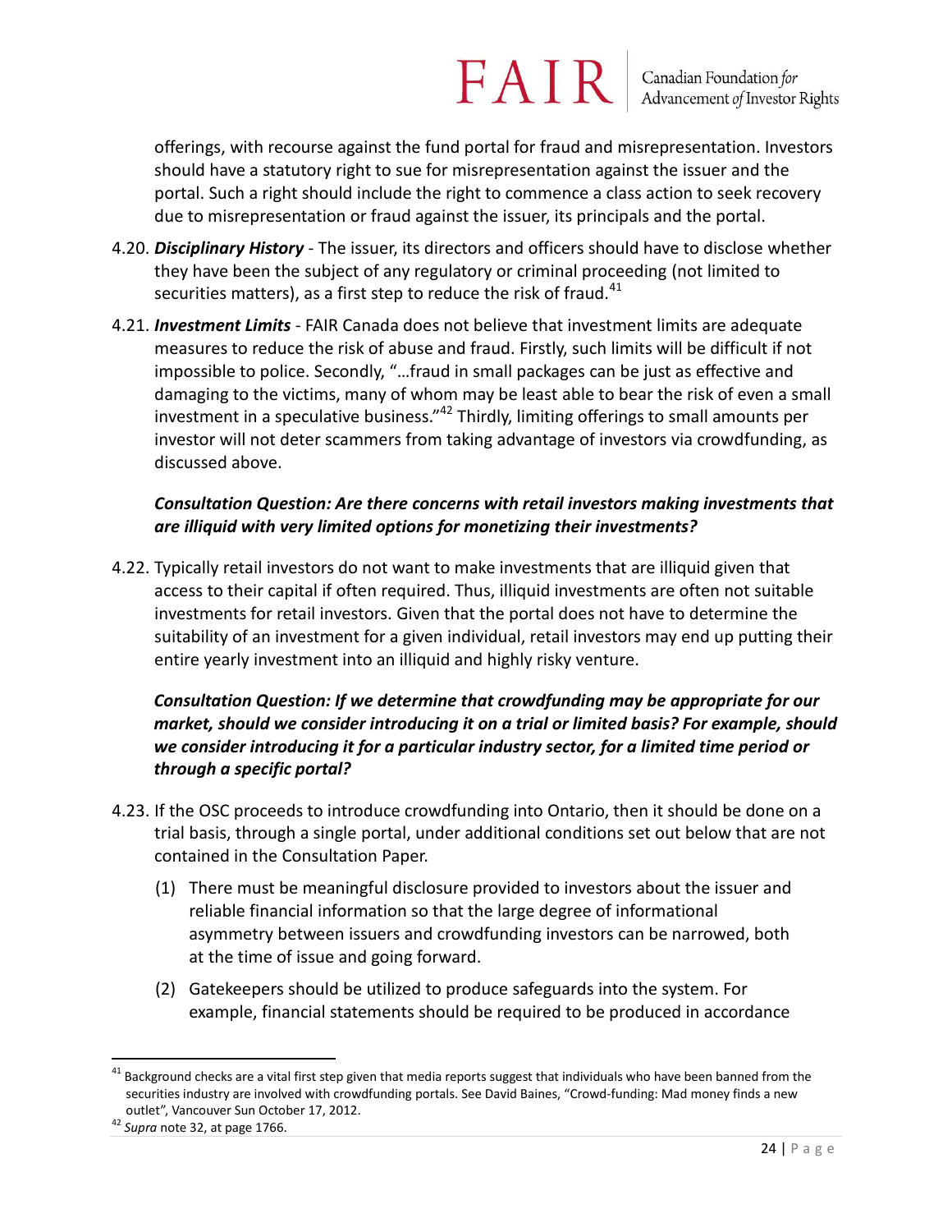offerings, with recourse against the fund portal for fraud and misrepresentation. Investors should have a statutory right to sue for misrepresentation against the issuer and the portal. Such a right should include the right to commence a class action to seek recovery due to misrepresentation or fraud against the issuer, its principals and the portal.

4.20. ***Disciplinary History*** - The issuer, its directors and officers should have to disclose whether they have been the subject of any regulatory or criminal proceeding (not limited to securities matters), as a first step to reduce the risk of fraud.[41]

4.21. ***Investment Limits*** - FAIR Canada does not believe that investment limits are adequate measures to reduce the risk of abuse and fraud. Firstly, such limits will be difficult if not impossible to police. Secondly, "…fraud in small packages can be just as effective and damaging to the victims, many of whom may be least able to bear the risk of even a small investment in a speculative business."[42] Thirdly, limiting offerings to small amounts per investor will not deter scammers from taking advantage of investors via crowdfunding, as discussed above.

***Consultation Question: Are there concerns with retail investors making investments that are illiquid with very limited options for monetizing their investments?***

4.22. Typically retail investors do not want to make investments that are illiquid given that access to their capital if often required. Thus, illiquid investments are often not suitable investments for retail investors. Given that the portal does not have to determine the suitability of an investment for a given individual, retail investors may end up putting their entire yearly investment into an illiquid and highly risky venture.

***Consultation Question: If we determine that crowdfunding may be appropriate for our market, should we consider introducing it on a trial or limited basis? For example, should we consider introducing it for a particular industry sector, for a limited time period or through a specific portal?***

4.23. If the OSC proceeds to introduce crowdfunding into Ontario, then it should be done on a trial basis, through a single portal, under additional conditions set out below that are not contained in the Consultation Paper.

(1) There must be meaningful disclosure provided to investors about the issuer and reliable financial information so that the large degree of informational asymmetry between issuers and crowdfunding investors can be narrowed, both at the time of issue and going forward.

(2) Gatekeepers should be utilized to produce safeguards into the system. For example, financial statements should be required to be produced in accordance

---

[41] Background checks are a vital first step given that media reports suggest that individuals who have been banned from the securities industry are involved with crowdfunding portals. See David Baines, "Crowd-funding: Mad money finds a new outlet", Vancouver Sun October 17, 2012.

[42] *Supra* note 32, at page 1766.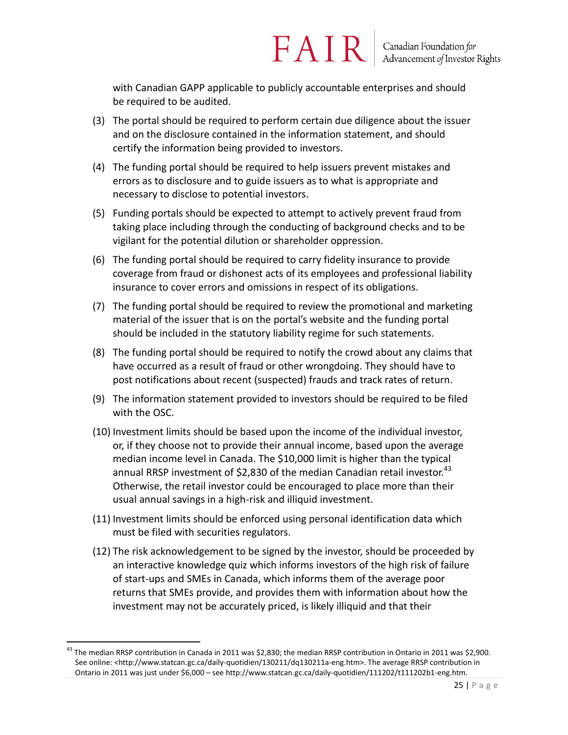with Canadian GAPP applicable to publicly accountable enterprises and should be required to be audited.

(3) The portal should be required to perform certain due diligence about the issuer and on the disclosure contained in the information statement, and should certify the information being provided to investors.

(4) The funding portal should be required to help issuers prevent mistakes and errors as to disclosure and to guide issuers as to what is appropriate and necessary to disclose to potential investors.

(5) Funding portals should be expected to attempt to actively prevent fraud from taking place including through the conducting of background checks and to be vigilant for the potential dilution or shareholder oppression.

(6) The funding portal should be required to carry fidelity insurance to provide coverage from fraud or dishonest acts of its employees and professional liability insurance to cover errors and omissions in respect of its obligations.

(7) The funding portal should be required to review the promotional and marketing material of the issuer that is on the portal's website and the funding portal should be included in the statutory liability regime for such statements.

(8) The funding portal should be required to notify the crowd about any claims that have occurred as a result of fraud or other wrongdoing. They should have to post notifications about recent (suspected) frauds and track rates of return.

(9) The information statement provided to investors should be required to be filed with the OSC.

(10) Investment limits should be based upon the income of the individual investor, or, if they choose not to provide their annual income, based upon the average median income level in Canada. The $10,000 limit is higher than the typical annual RRSP investment of $2,830 of the median Canadian retail investor.[43] Otherwise, the retail investor could be encouraged to place more than their usual annual savings in a high-risk and illiquid investment.

(11) Investment limits should be enforced using personal identification data which must be filed with securities regulators.

(12) The risk acknowledgement to be signed by the investor, should be proceeded by an interactive knowledge quiz which informs investors of the high risk of failure of start-ups and SMEs in Canada, which informs them of the average poor returns that SMEs provide, and provides them with information about how the investment may not be accurately priced, is likely illiquid and that their

---

[43] The median RRSP contribution in Canada in 2011 was $2,830; the median RRSP contribution in Ontario in 2011 was $2,900. See online: <http://www.statcan.gc.ca/daily-quotidien/130211/dq130211a-eng.htm>. The average RRSP contribution in Ontario in 2011 was just under $6,000 – see http://www.statcan.gc.ca/daily-quotidien/111202/t111202b1-eng.htm.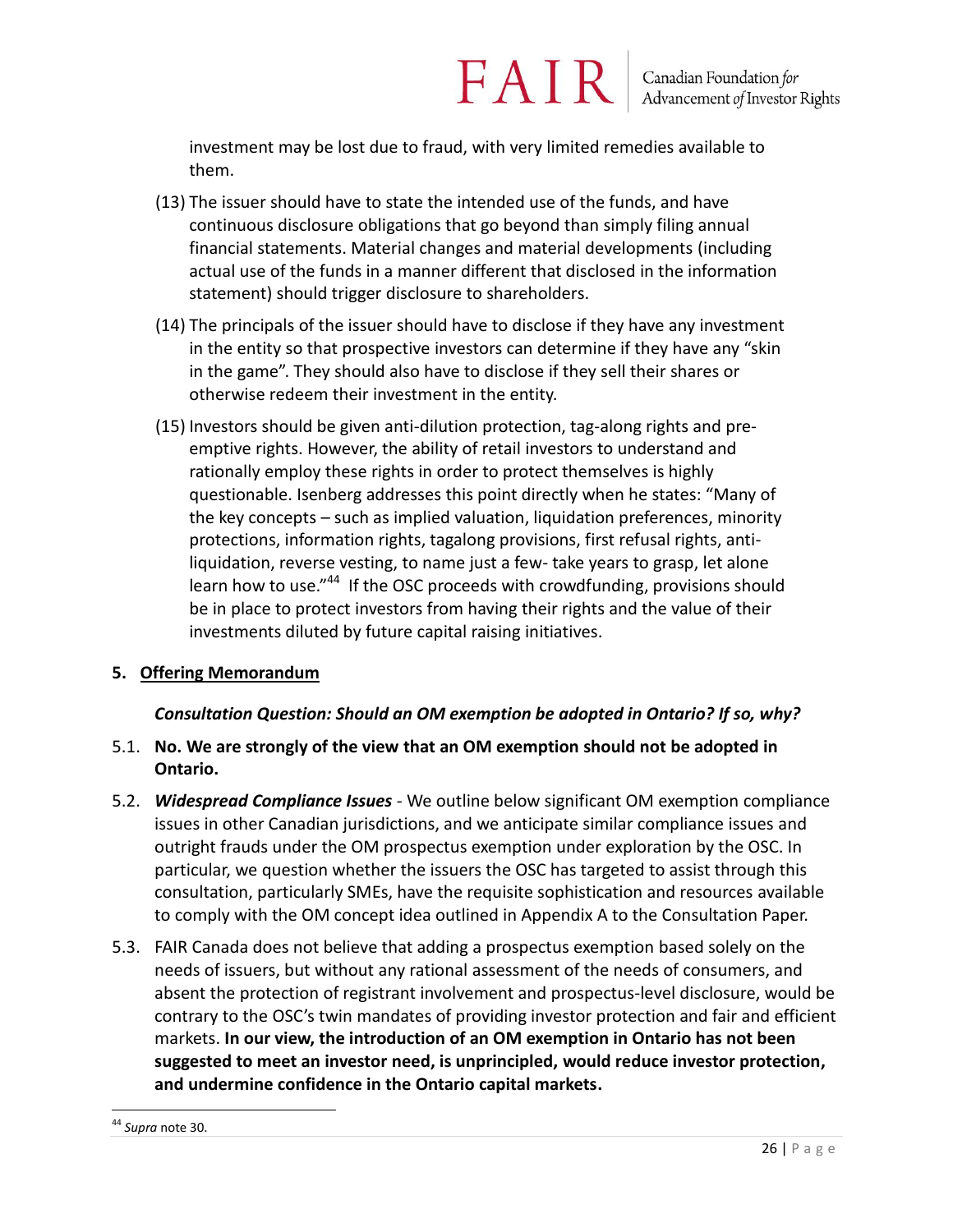investment may be lost due to fraud, with very limited remedies available to them.

(13) The issuer should have to state the intended use of the funds, and have continuous disclosure obligations that go beyond than simply filing annual financial statements. Material changes and material developments (including actual use of the funds in a manner different that disclosed in the information statement) should trigger disclosure to shareholders.

(14) The principals of the issuer should have to disclose if they have any investment in the entity so that prospective investors can determine if they have any "skin in the game". They should also have to disclose if they sell their shares or otherwise redeem their investment in the entity.

(15) Investors should be given anti-dilution protection, tag-along rights and pre-emptive rights. However, the ability of retail investors to understand and rationally employ these rights in order to protect themselves is highly questionable. Isenberg addresses this point directly when he states: "Many of the key concepts – such as implied valuation, liquidation preferences, minority protections, information rights, tagalong provisions, first refusal rights, anti-liquidation, reverse vesting, to name just a few- take years to grasp, let alone learn how to use."[44] If the OSC proceeds with crowdfunding, provisions should be in place to protect investors from having their rights and the value of their investments diluted by future capital raising initiatives.

## 5. <u>Offering Memorandum</u>

***Consultation Question: Should an OM exemption be adopted in Ontario? If so, why?***

5.1. **No. We are strongly of the view that an OM exemption should not be adopted in Ontario.**

5.2. ***Widespread Compliance Issues*** - We outline below significant OM exemption compliance issues in other Canadian jurisdictions, and we anticipate similar compliance issues and outright frauds under the OM prospectus exemption under exploration by the OSC. In particular, we question whether the issuers the OSC has targeted to assist through this consultation, particularly SMEs, have the requisite sophistication and resources available to comply with the OM concept idea outlined in Appendix A to the Consultation Paper.

5.3. FAIR Canada does not believe that adding a prospectus exemption based solely on the needs of issuers, but without any rational assessment of the needs of consumers, and absent the protection of registrant involvement and prospectus-level disclosure, would be contrary to the OSC's twin mandates of providing investor protection and fair and efficient markets. **In our view, the introduction of an OM exemption in Ontario has not been suggested to meet an investor need, is unprincipled, would reduce investor protection, and undermine confidence in the Ontario capital markets.**

---

[44] *Supra* note 30.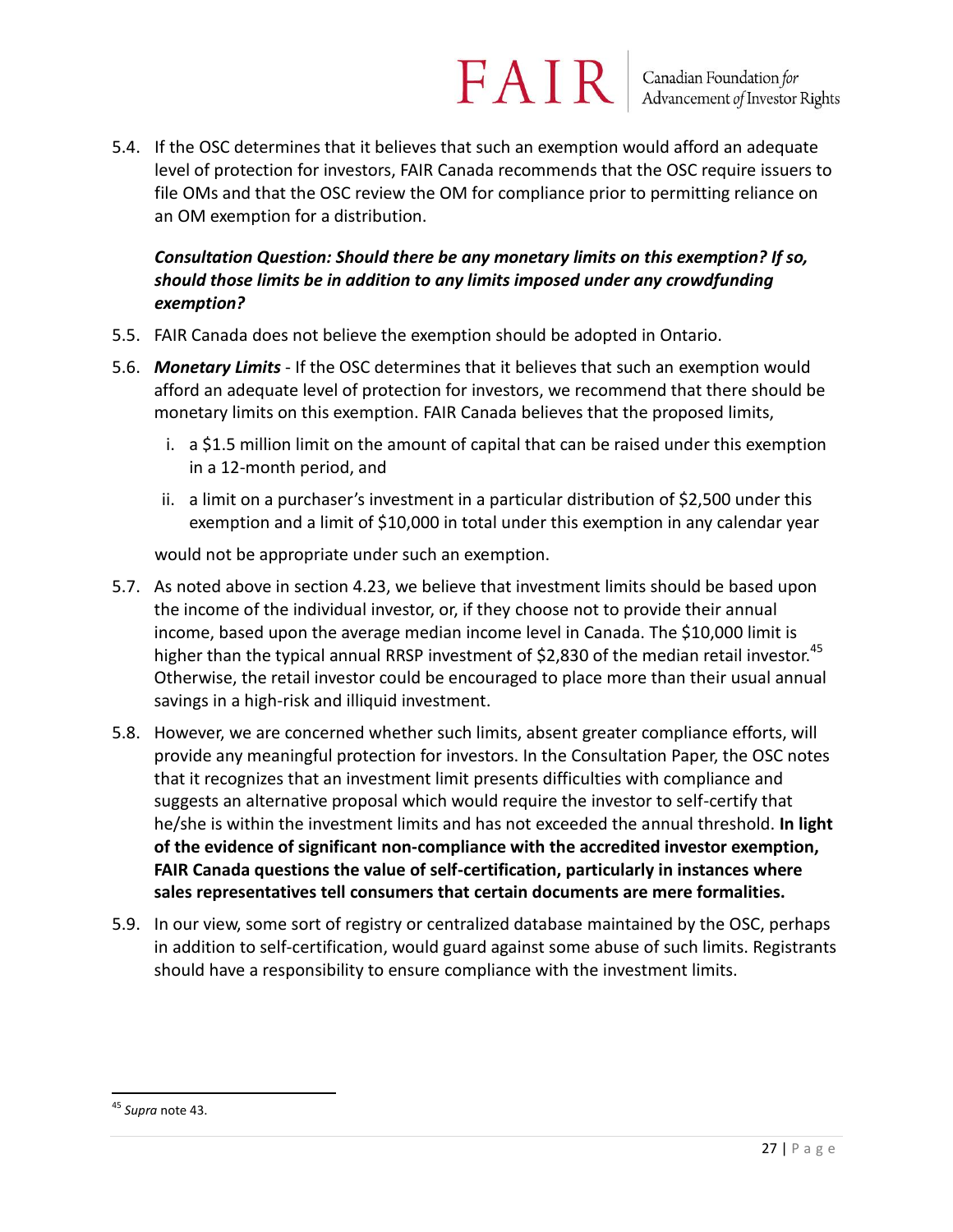5.4. If the OSC determines that it believes that such an exemption would afford an adequate level of protection for investors, FAIR Canada recommends that the OSC require issuers to file OMs and that the OSC review the OM for compliance prior to permitting reliance on an OM exemption for a distribution.

***Consultation Question: Should there be any monetary limits on this exemption? If so, should those limits be in addition to any limits imposed under any crowdfunding exemption?***

5.5. FAIR Canada does not believe the exemption should be adopted in Ontario.

5.6. ***Monetary Limits*** - If the OSC determines that it believes that such an exemption would afford an adequate level of protection for investors, we recommend that there should be monetary limits on this exemption. FAIR Canada believes that the proposed limits,

i. a $1.5 million limit on the amount of capital that can be raised under this exemption in a 12-month period, and

ii. a limit on a purchaser's investment in a particular distribution of $2,500 under this exemption and a limit of $10,000 in total under this exemption in any calendar year

would not be appropriate under such an exemption.

5.7. As noted above in section 4.23, we believe that investment limits should be based upon the income of the individual investor, or, if they choose not to provide their annual income, based upon the average median income level in Canada. The $10,000 limit is higher than the typical annual RRSP investment of $2,830 of the median retail investor.[45] Otherwise, the retail investor could be encouraged to place more than their usual annual savings in a high-risk and illiquid investment.

5.8. However, we are concerned whether such limits, absent greater compliance efforts, will provide any meaningful protection for investors. In the Consultation Paper, the OSC notes that it recognizes that an investment limit presents difficulties with compliance and suggests an alternative proposal which would require the investor to self-certify that he/she is within the investment limits and has not exceeded the annual threshold. **In light of the evidence of significant non-compliance with the accredited investor exemption, FAIR Canada questions the value of self-certification, particularly in instances where sales representatives tell consumers that certain documents are mere formalities.**

5.9. In our view, some sort of registry or centralized database maintained by the OSC, perhaps in addition to self-certification, would guard against some abuse of such limits. Registrants should have a responsibility to ensure compliance with the investment limits.

---

[45] *Supra* note 43.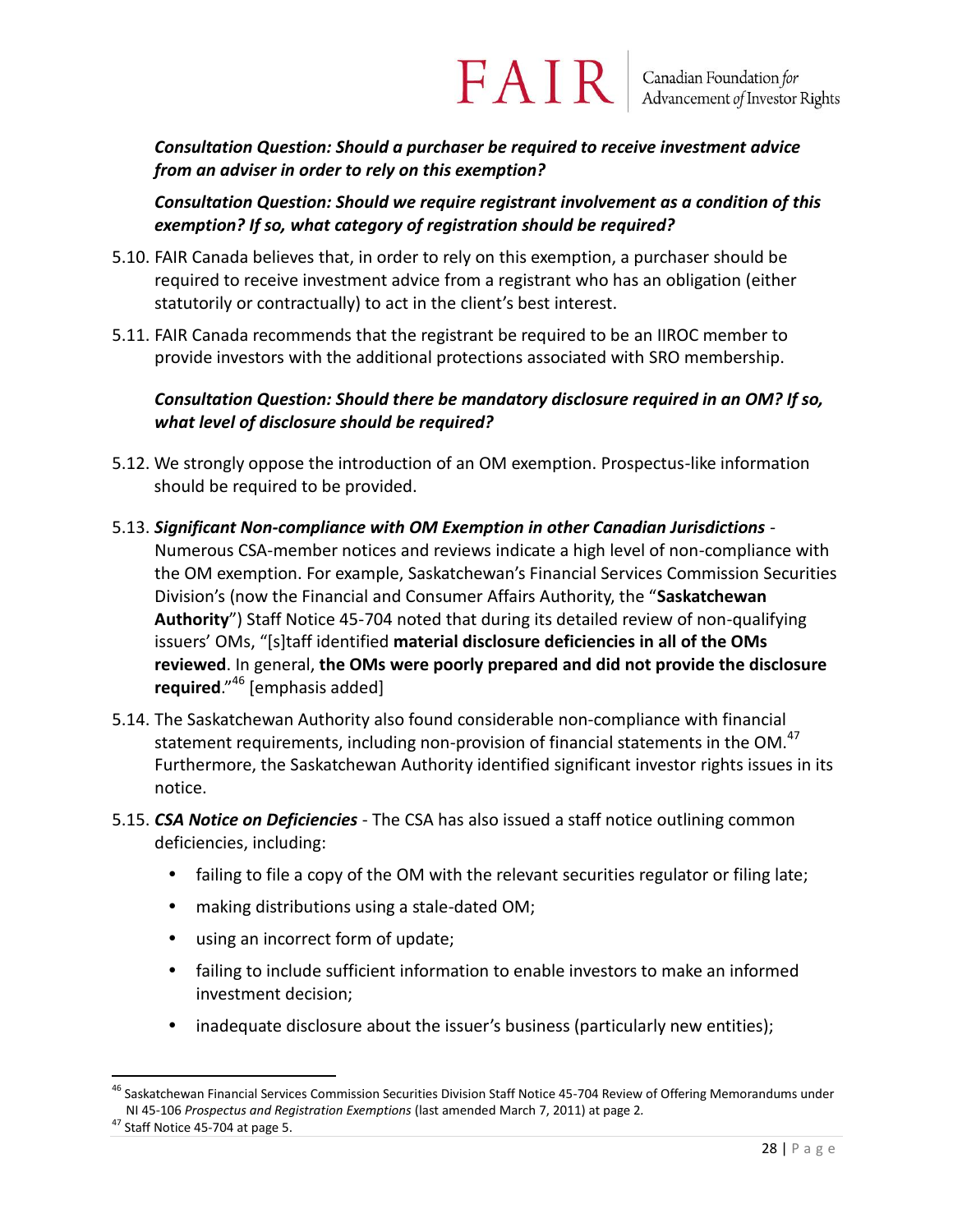***Consultation Question: Should a purchaser be required to receive investment advice from an adviser in order to rely on this exemption?***

***Consultation Question: Should we require registrant involvement as a condition of this exemption? If so, what category of registration should be required?***

5.10. FAIR Canada believes that, in order to rely on this exemption, a purchaser should be required to receive investment advice from a registrant who has an obligation (either statutorily or contractually) to act in the client's best interest.

5.11. FAIR Canada recommends that the registrant be required to be an IIROC member to provide investors with the additional protections associated with SRO membership.

***Consultation Question: Should there be mandatory disclosure required in an OM? If so, what level of disclosure should be required?***

5.12. We strongly oppose the introduction of an OM exemption. Prospectus-like information should be required to be provided.

5.13. ***Significant Non-compliance with OM Exemption in other Canadian Jurisdictions*** - Numerous CSA-member notices and reviews indicate a high level of non-compliance with the OM exemption. For example, Saskatchewan's Financial Services Commission Securities Division's (now the Financial and Consumer Affairs Authority, the "**Saskatchewan Authority**") Staff Notice 45-704 noted that during its detailed review of non-qualifying issuers' OMs, "[s]taff identified **material disclosure deficiencies in all of the OMs reviewed**. In general, **the OMs were poorly prepared and did not provide the disclosure required**."[46] [emphasis added]

5.14. The Saskatchewan Authority also found considerable non-compliance with financial statement requirements, including non-provision of financial statements in the OM.[47] Furthermore, the Saskatchewan Authority identified significant investor rights issues in its notice.

5.15. ***CSA Notice on Deficiencies*** - The CSA has also issued a staff notice outlining common deficiencies, including:

- failing to file a copy of the OM with the relevant securities regulator or filing late;
- making distributions using a stale-dated OM;
- using an incorrect form of update;
- failing to include sufficient information to enable investors to make an informed investment decision;
- inadequate disclosure about the issuer's business (particularly new entities);

[46] Saskatchewan Financial Services Commission Securities Division Staff Notice 45-704 Review of Offering Memorandums under NI 45-106 *Prospectus and Registration Exemptions* (last amended March 7, 2011) at page 2.

[47] Staff Notice 45-704 at page 5.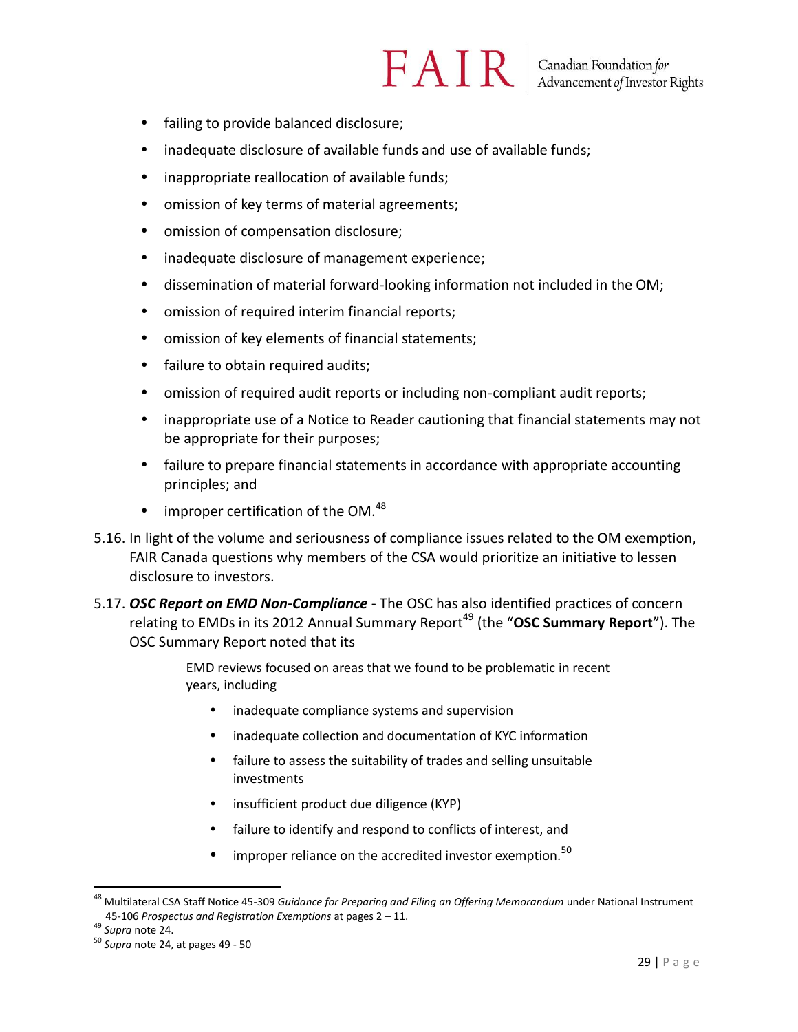- failing to provide balanced disclosure;
- inadequate disclosure of available funds and use of available funds;
- inappropriate reallocation of available funds;
- omission of key terms of material agreements;
- omission of compensation disclosure;
- inadequate disclosure of management experience;
- dissemination of material forward-looking information not included in the OM;
- omission of required interim financial reports;
- omission of key elements of financial statements;
- failure to obtain required audits;
- omission of required audit reports or including non-compliant audit reports;
- inappropriate use of a Notice to Reader cautioning that financial statements may not be appropriate for their purposes;
- failure to prepare financial statements in accordance with appropriate accounting principles; and
- improper certification of the OM.[48]

5.16. In light of the volume and seriousness of compliance issues related to the OM exemption, FAIR Canada questions why members of the CSA would prioritize an initiative to lessen disclosure to investors.

5.17. ***OSC Report on EMD Non-Compliance*** - The OSC has also identified practices of concern relating to EMDs in its 2012 Annual Summary Report[49] (the "**OSC Summary Report**"). The OSC Summary Report noted that its

> EMD reviews focused on areas that we found to be problematic in recent years, including
>
> - inadequate compliance systems and supervision
> - inadequate collection and documentation of KYC information
> - failure to assess the suitability of trades and selling unsuitable investments
> - insufficient product due diligence (KYP)
> - failure to identify and respond to conflicts of interest, and
> - improper reliance on the accredited investor exemption.[50]

---

[48] Multilateral CSA Staff Notice 45-309 *Guidance for Preparing and Filing an Offering Memorandum* under National Instrument 45-106 *Prospectus and Registration Exemptions* at pages 2 – 11.

[49] *Supra* note 24.

[50] *Supra* note 24, at pages 49 - 50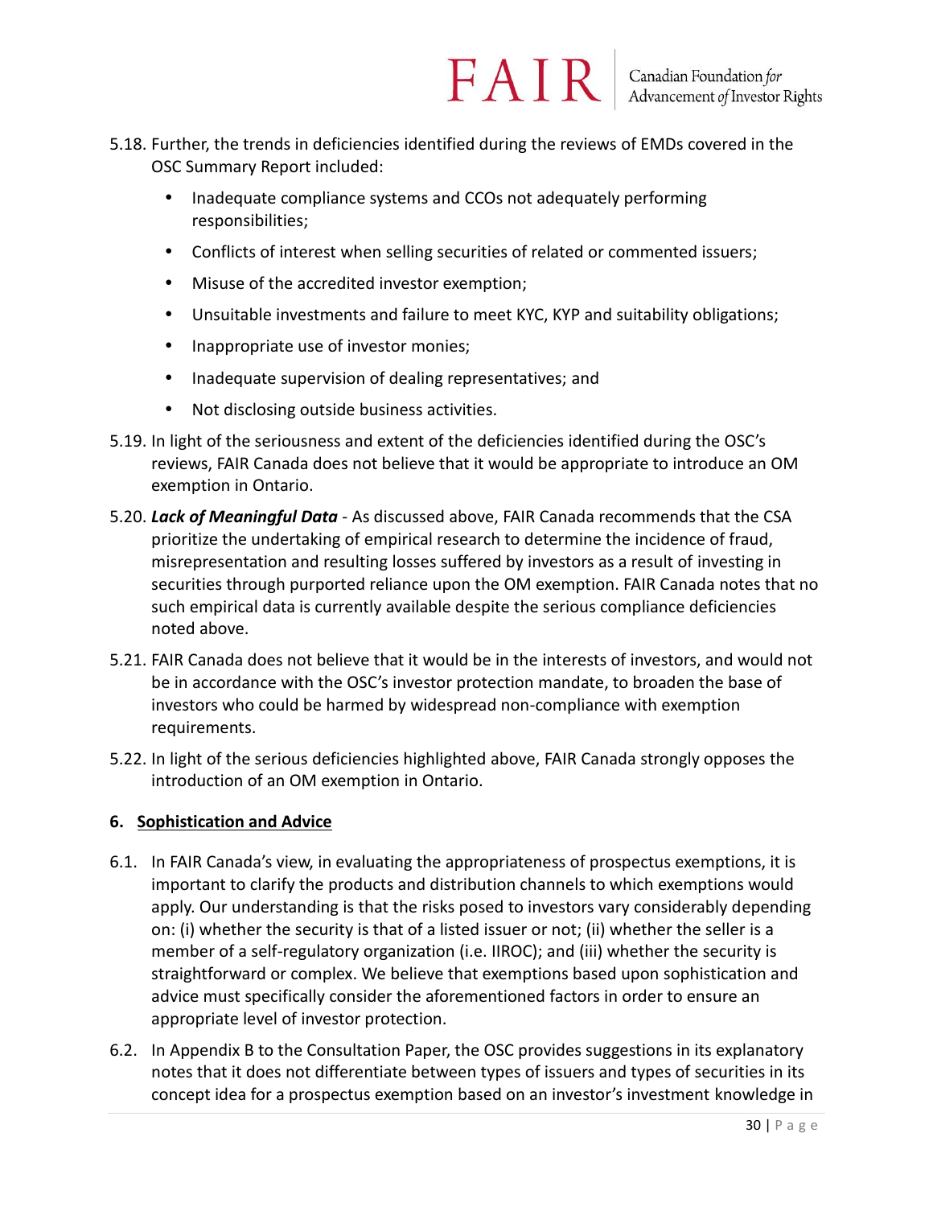5.18. Further, the trends in deficiencies identified during the reviews of EMDs covered in the OSC Summary Report included:

- Inadequate compliance systems and CCOs not adequately performing responsibilities;
- Conflicts of interest when selling securities of related or commented issuers;
- Misuse of the accredited investor exemption;
- Unsuitable investments and failure to meet KYC, KYP and suitability obligations;
- Inappropriate use of investor monies;
- Inadequate supervision of dealing representatives; and
- Not disclosing outside business activities.

5.19. In light of the seriousness and extent of the deficiencies identified during the OSC's reviews, FAIR Canada does not believe that it would be appropriate to introduce an OM exemption in Ontario.

5.20. ***Lack of Meaningful Data*** - As discussed above, FAIR Canada recommends that the CSA prioritize the undertaking of empirical research to determine the incidence of fraud, misrepresentation and resulting losses suffered by investors as a result of investing in securities through purported reliance upon the OM exemption. FAIR Canada notes that no such empirical data is currently available despite the serious compliance deficiencies noted above.

5.21. FAIR Canada does not believe that it would be in the interests of investors, and would not be in accordance with the OSC's investor protection mandate, to broaden the base of investors who could be harmed by widespread non-compliance with exemption requirements.

5.22. In light of the serious deficiencies highlighted above, FAIR Canada strongly opposes the introduction of an OM exemption in Ontario.

## 6. Sophistication and Advice

6.1. In FAIR Canada's view, in evaluating the appropriateness of prospectus exemptions, it is important to clarify the products and distribution channels to which exemptions would apply. Our understanding is that the risks posed to investors vary considerably depending on: (i) whether the security is that of a listed issuer or not; (ii) whether the seller is a member of a self-regulatory organization (i.e. IIROC); and (iii) whether the security is straightforward or complex. We believe that exemptions based upon sophistication and advice must specifically consider the aforementioned factors in order to ensure an appropriate level of investor protection.

6.2. In Appendix B to the Consultation Paper, the OSC provides suggestions in its explanatory notes that it does not differentiate between types of issuers and types of securities in its concept idea for a prospectus exemption based on an investor's investment knowledge in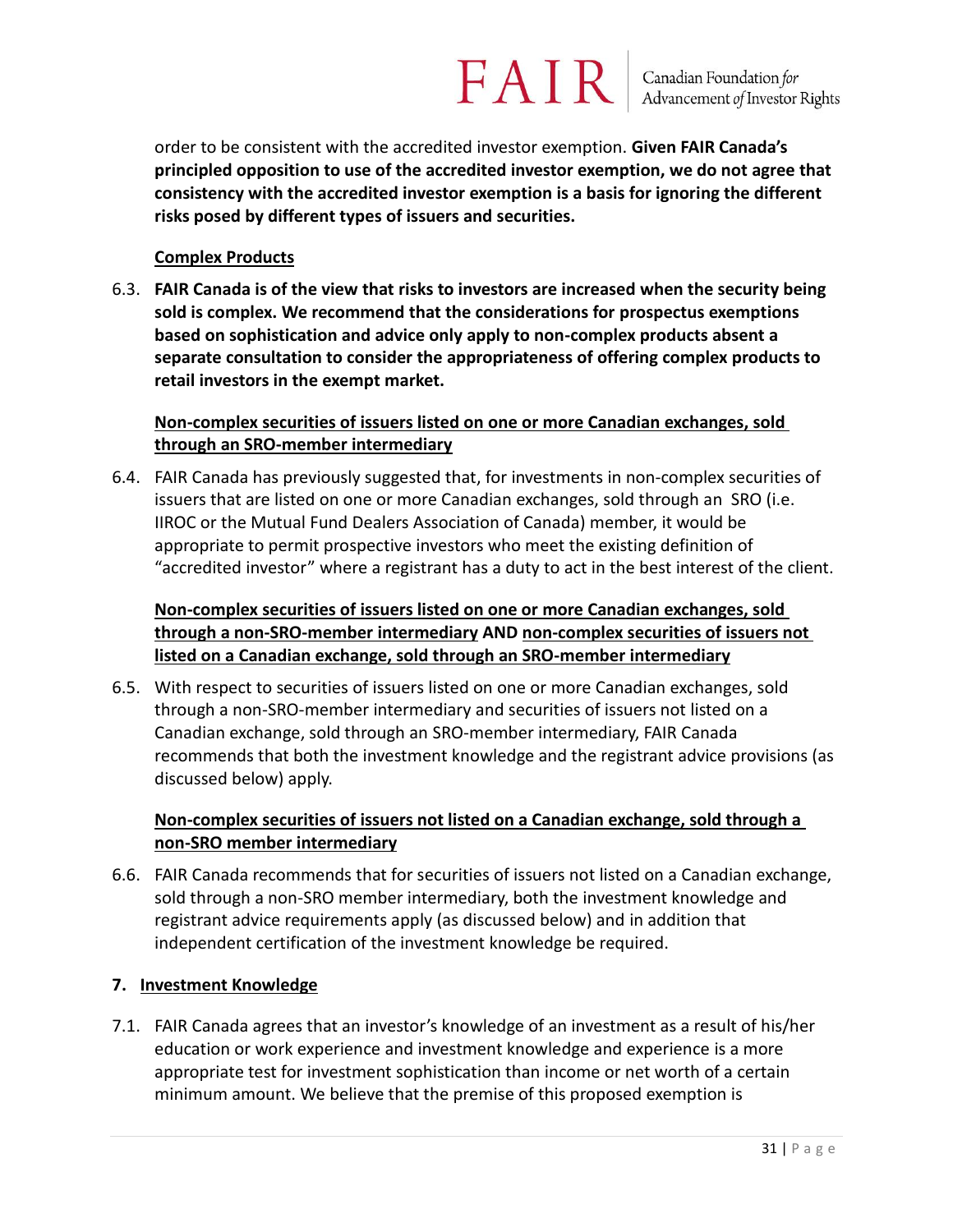order to be consistent with the accredited investor exemption. **Given FAIR Canada's principled opposition to use of the accredited investor exemption, we do not agree that consistency with the accredited investor exemption is a basis for ignoring the different risks posed by different types of issuers and securities.**

<u>**Complex Products**</u>

6.3. **FAIR Canada is of the view that risks to investors are increased when the security being sold is complex. We recommend that the considerations for prospectus exemptions based on sophistication and advice only apply to non-complex products absent a separate consultation to consider the appropriateness of offering complex products to retail investors in the exempt market.**

<u>**Non-complex securities of issuers listed on one or more Canadian exchanges, sold through an SRO-member intermediary**</u>

6.4. FAIR Canada has previously suggested that, for investments in non-complex securities of issuers that are listed on one or more Canadian exchanges, sold through an SRO (i.e. IIROC or the Mutual Fund Dealers Association of Canada) member, it would be appropriate to permit prospective investors who meet the existing definition of "accredited investor" where a registrant has a duty to act in the best interest of the client.

<u>**Non-complex securities of issuers listed on one or more Canadian exchanges, sold through a non-SRO-member intermediary**</u> **AND** <u>**non-complex securities of issuers not listed on a Canadian exchange, sold through an SRO-member intermediary**</u>

6.5. With respect to securities of issuers listed on one or more Canadian exchanges, sold through a non-SRO-member intermediary and securities of issuers not listed on a Canadian exchange, sold through an SRO-member intermediary, FAIR Canada recommends that both the investment knowledge and the registrant advice provisions (as discussed below) apply.

<u>**Non-complex securities of issuers not listed on a Canadian exchange, sold through a non-SRO member intermediary**</u>

6.6. FAIR Canada recommends that for securities of issuers not listed on a Canadian exchange, sold through a non-SRO member intermediary, both the investment knowledge and registrant advice requirements apply (as discussed below) and in addition that independent certification of the investment knowledge be required.

## 7. <u>Investment Knowledge</u>

7.1. FAIR Canada agrees that an investor's knowledge of an investment as a result of his/her education or work experience and investment knowledge and experience is a more appropriate test for investment sophistication than income or net worth of a certain minimum amount. We believe that the premise of this proposed exemption is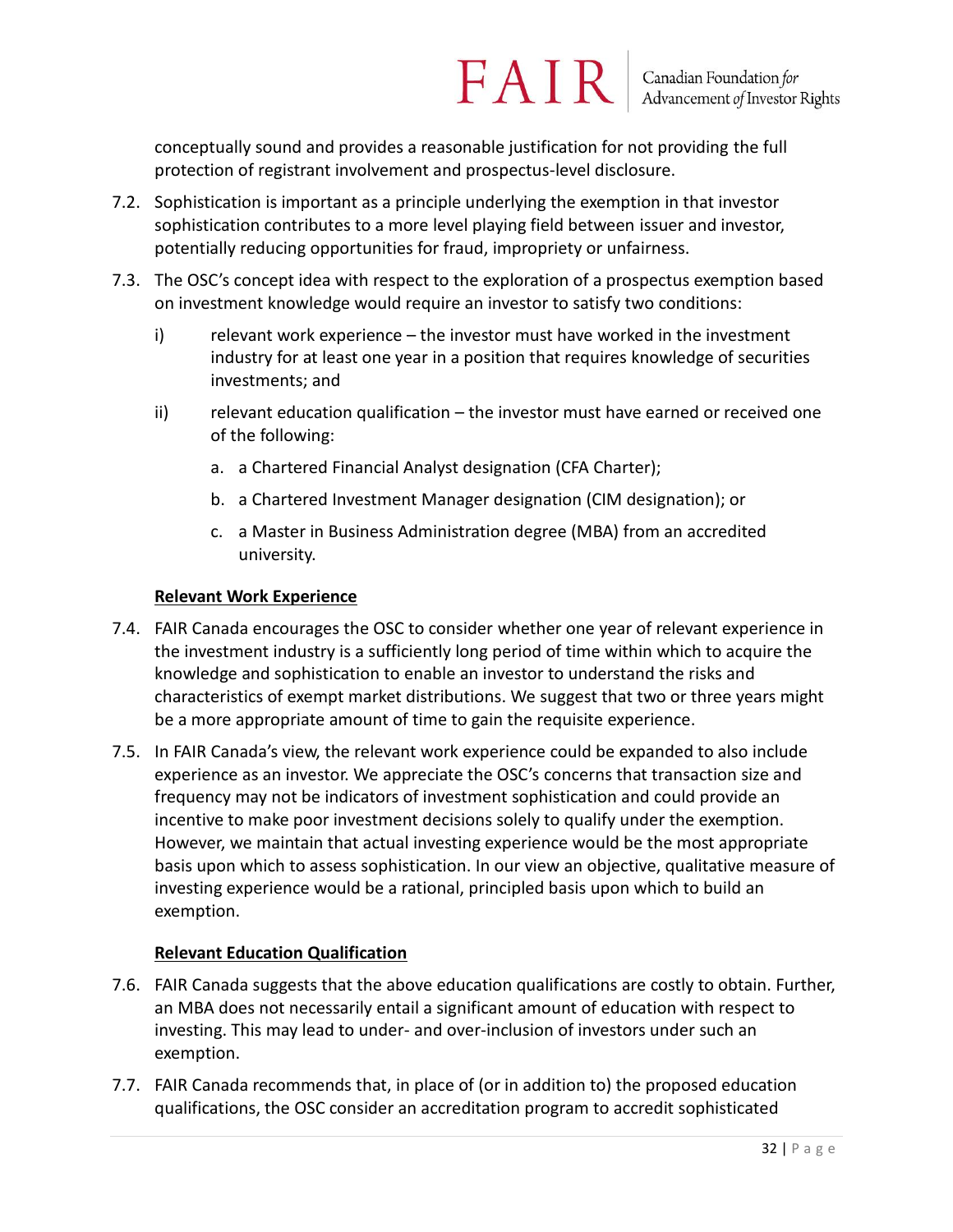conceptually sound and provides a reasonable justification for not providing the full protection of registrant involvement and prospectus-level disclosure.

7.2. Sophistication is important as a principle underlying the exemption in that investor sophistication contributes to a more level playing field between issuer and investor, potentially reducing opportunities for fraud, impropriety or unfairness.

7.3. The OSC's concept idea with respect to the exploration of a prospectus exemption based on investment knowledge would require an investor to satisfy two conditions:

   i) relevant work experience – the investor must have worked in the investment industry for at least one year in a position that requires knowledge of securities investments; and

   ii) relevant education qualification – the investor must have earned or received one of the following:

      a. a Chartered Financial Analyst designation (CFA Charter);

      b. a Chartered Investment Manager designation (CIM designation); or

      c. a Master in Business Administration degree (MBA) from an accredited university.

**Relevant Work Experience**

7.4. FAIR Canada encourages the OSC to consider whether one year of relevant experience in the investment industry is a sufficiently long period of time within which to acquire the knowledge and sophistication to enable an investor to understand the risks and characteristics of exempt market distributions. We suggest that two or three years might be a more appropriate amount of time to gain the requisite experience.

7.5. In FAIR Canada's view, the relevant work experience could be expanded to also include experience as an investor. We appreciate the OSC's concerns that transaction size and frequency may not be indicators of investment sophistication and could provide an incentive to make poor investment decisions solely to qualify under the exemption. However, we maintain that actual investing experience would be the most appropriate basis upon which to assess sophistication. In our view an objective, qualitative measure of investing experience would be a rational, principled basis upon which to build an exemption.

**Relevant Education Qualification**

7.6. FAIR Canada suggests that the above education qualifications are costly to obtain. Further, an MBA does not necessarily entail a significant amount of education with respect to investing. This may lead to under- and over-inclusion of investors under such an exemption.

7.7. FAIR Canada recommends that, in place of (or in addition to) the proposed education qualifications, the OSC consider an accreditation program to accredit sophisticated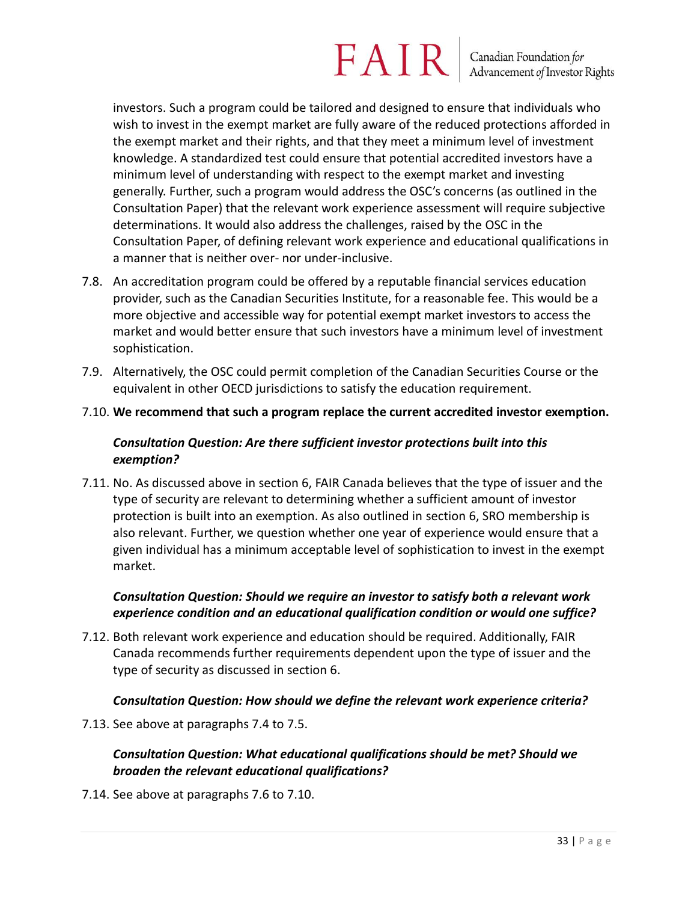investors. Such a program could be tailored and designed to ensure that individuals who wish to invest in the exempt market are fully aware of the reduced protections afforded in the exempt market and their rights, and that they meet a minimum level of investment knowledge. A standardized test could ensure that potential accredited investors have a minimum level of understanding with respect to the exempt market and investing generally. Further, such a program would address the OSC's concerns (as outlined in the Consultation Paper) that the relevant work experience assessment will require subjective determinations. It would also address the challenges, raised by the OSC in the Consultation Paper, of defining relevant work experience and educational qualifications in a manner that is neither over- nor under-inclusive.

7.8. An accreditation program could be offered by a reputable financial services education provider, such as the Canadian Securities Institute, for a reasonable fee. This would be a more objective and accessible way for potential exempt market investors to access the market and would better ensure that such investors have a minimum level of investment sophistication.

7.9. Alternatively, the OSC could permit completion of the Canadian Securities Course or the equivalent in other OECD jurisdictions to satisfy the education requirement.

7.10. **We recommend that such a program replace the current accredited investor exemption.**

***Consultation Question: Are there sufficient investor protections built into this exemption?***

7.11. No. As discussed above in section 6, FAIR Canada believes that the type of issuer and the type of security are relevant to determining whether a sufficient amount of investor protection is built into an exemption. As also outlined in section 6, SRO membership is also relevant. Further, we question whether one year of experience would ensure that a given individual has a minimum acceptable level of sophistication to invest in the exempt market.

***Consultation Question: Should we require an investor to satisfy both a relevant work experience condition and an educational qualification condition or would one suffice?***

7.12. Both relevant work experience and education should be required. Additionally, FAIR Canada recommends further requirements dependent upon the type of issuer and the type of security as discussed in section 6.

***Consultation Question: How should we define the relevant work experience criteria?***

7.13. See above at paragraphs 7.4 to 7.5.

***Consultation Question: What educational qualifications should be met? Should we broaden the relevant educational qualifications?***

7.14. See above at paragraphs 7.6 to 7.10.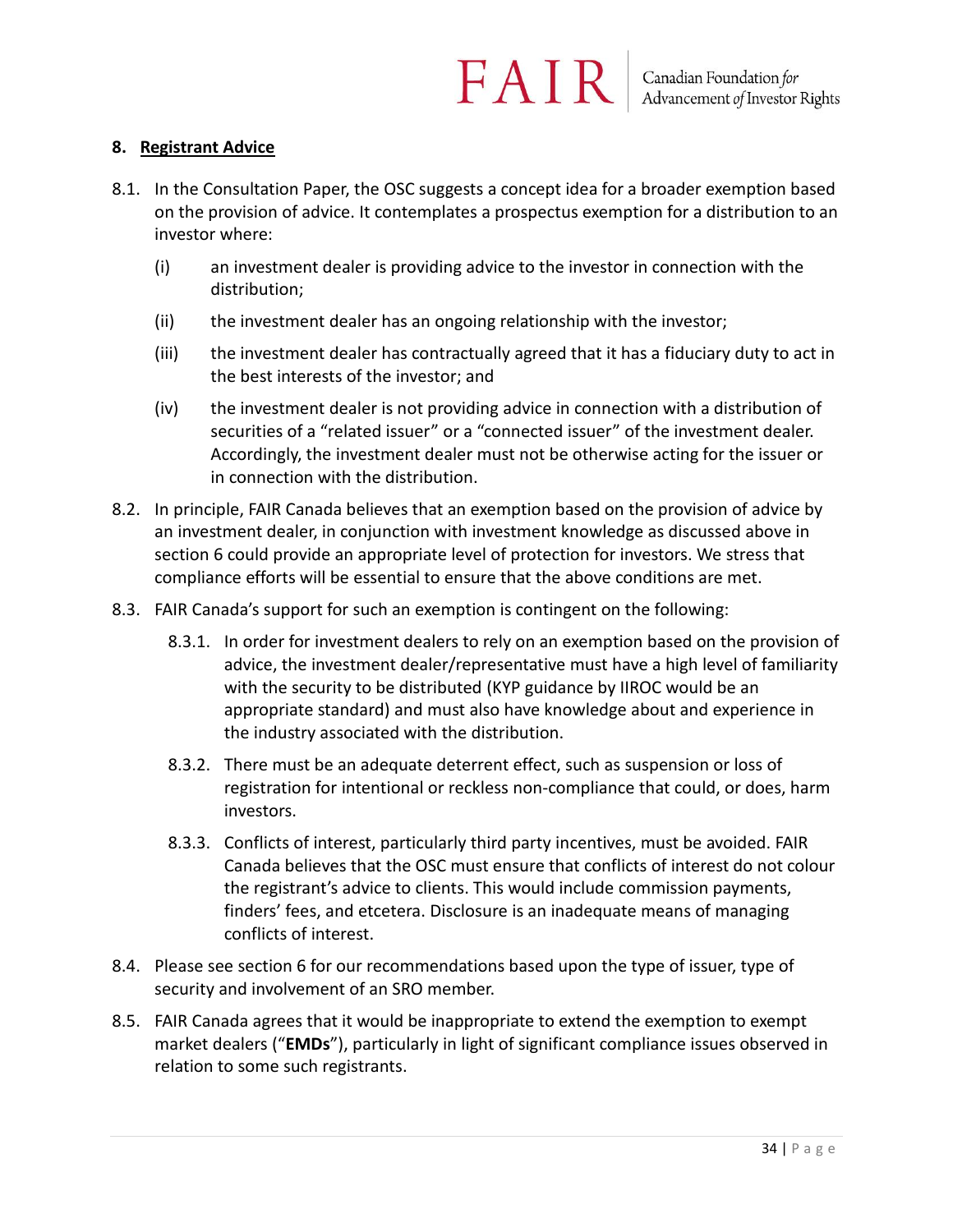## 8. Registrant Advice

8.1. In the Consultation Paper, the OSC suggests a concept idea for a broader exemption based on the provision of advice. It contemplates a prospectus exemption for a distribution to an investor where:

(i) an investment dealer is providing advice to the investor in connection with the distribution;

(ii) the investment dealer has an ongoing relationship with the investor;

(iii) the investment dealer has contractually agreed that it has a fiduciary duty to act in the best interests of the investor; and

(iv) the investment dealer is not providing advice in connection with a distribution of securities of a "related issuer" or a "connected issuer" of the investment dealer. Accordingly, the investment dealer must not be otherwise acting for the issuer or in connection with the distribution.

8.2. In principle, FAIR Canada believes that an exemption based on the provision of advice by an investment dealer, in conjunction with investment knowledge as discussed above in section 6 could provide an appropriate level of protection for investors. We stress that compliance efforts will be essential to ensure that the above conditions are met.

8.3. FAIR Canada's support for such an exemption is contingent on the following:

8.3.1. In order for investment dealers to rely on an exemption based on the provision of advice, the investment dealer/representative must have a high level of familiarity with the security to be distributed (KYP guidance by IIROC would be an appropriate standard) and must also have knowledge about and experience in the industry associated with the distribution.

8.3.2. There must be an adequate deterrent effect, such as suspension or loss of registration for intentional or reckless non-compliance that could, or does, harm investors.

8.3.3. Conflicts of interest, particularly third party incentives, must be avoided. FAIR Canada believes that the OSC must ensure that conflicts of interest do not colour the registrant's advice to clients. This would include commission payments, finders' fees, and etcetera. Disclosure is an inadequate means of managing conflicts of interest.

8.4. Please see section 6 for our recommendations based upon the type of issuer, type of security and involvement of an SRO member.

8.5. FAIR Canada agrees that it would be inappropriate to extend the exemption to exempt market dealers ("**EMDs**"), particularly in light of significant compliance issues observed in relation to some such registrants.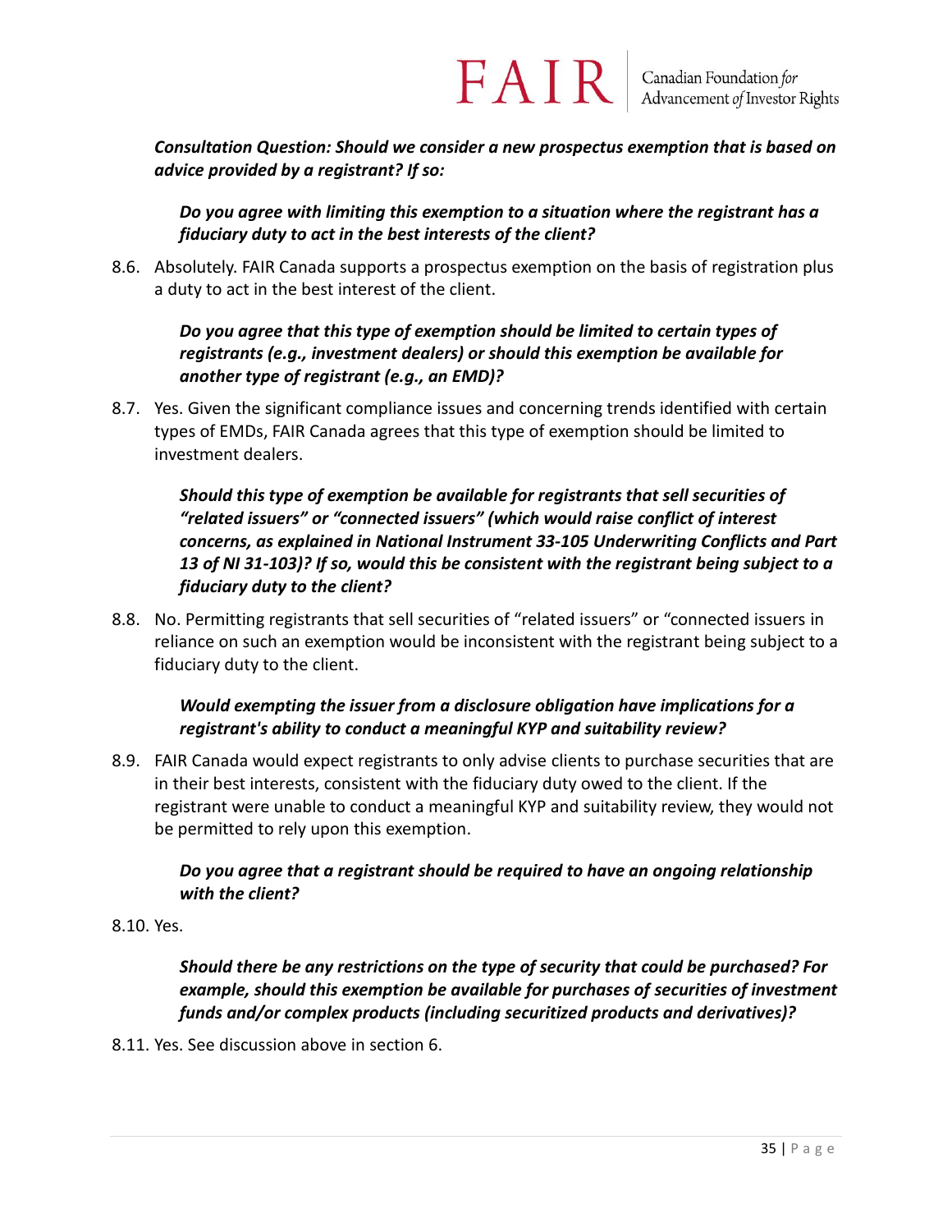***Consultation Question: Should we consider a new prospectus exemption that is based on advice provided by a registrant? If so:***

> ***Do you agree with limiting this exemption to a situation where the registrant has a fiduciary duty to act in the best interests of the client?***

8.6. Absolutely. FAIR Canada supports a prospectus exemption on the basis of registration plus a duty to act in the best interest of the client.

> ***Do you agree that this type of exemption should be limited to certain types of registrants (e.g., investment dealers) or should this exemption be available for another type of registrant (e.g., an EMD)?***

8.7. Yes. Given the significant compliance issues and concerning trends identified with certain types of EMDs, FAIR Canada agrees that this type of exemption should be limited to investment dealers.

> ***Should this type of exemption be available for registrants that sell securities of "related issuers" or "connected issuers" (which would raise conflict of interest concerns, as explained in National Instrument 33-105 Underwriting Conflicts and Part 13 of NI 31-103)? If so, would this be consistent with the registrant being subject to a fiduciary duty to the client?***

8.8. No. Permitting registrants that sell securities of "related issuers" or "connected issuers in reliance on such an exemption would be inconsistent with the registrant being subject to a fiduciary duty to the client.

> ***Would exempting the issuer from a disclosure obligation have implications for a registrant's ability to conduct a meaningful KYP and suitability review?***

8.9. FAIR Canada would expect registrants to only advise clients to purchase securities that are in their best interests, consistent with the fiduciary duty owed to the client. If the registrant were unable to conduct a meaningful KYP and suitability review, they would not be permitted to rely upon this exemption.

> ***Do you agree that a registrant should be required to have an ongoing relationship with the client?***

8.10. Yes.

> ***Should there be any restrictions on the type of security that could be purchased? For example, should this exemption be available for purchases of securities of investment funds and/or complex products (including securitized products and derivatives)?***

8.11. Yes. See discussion above in section 6.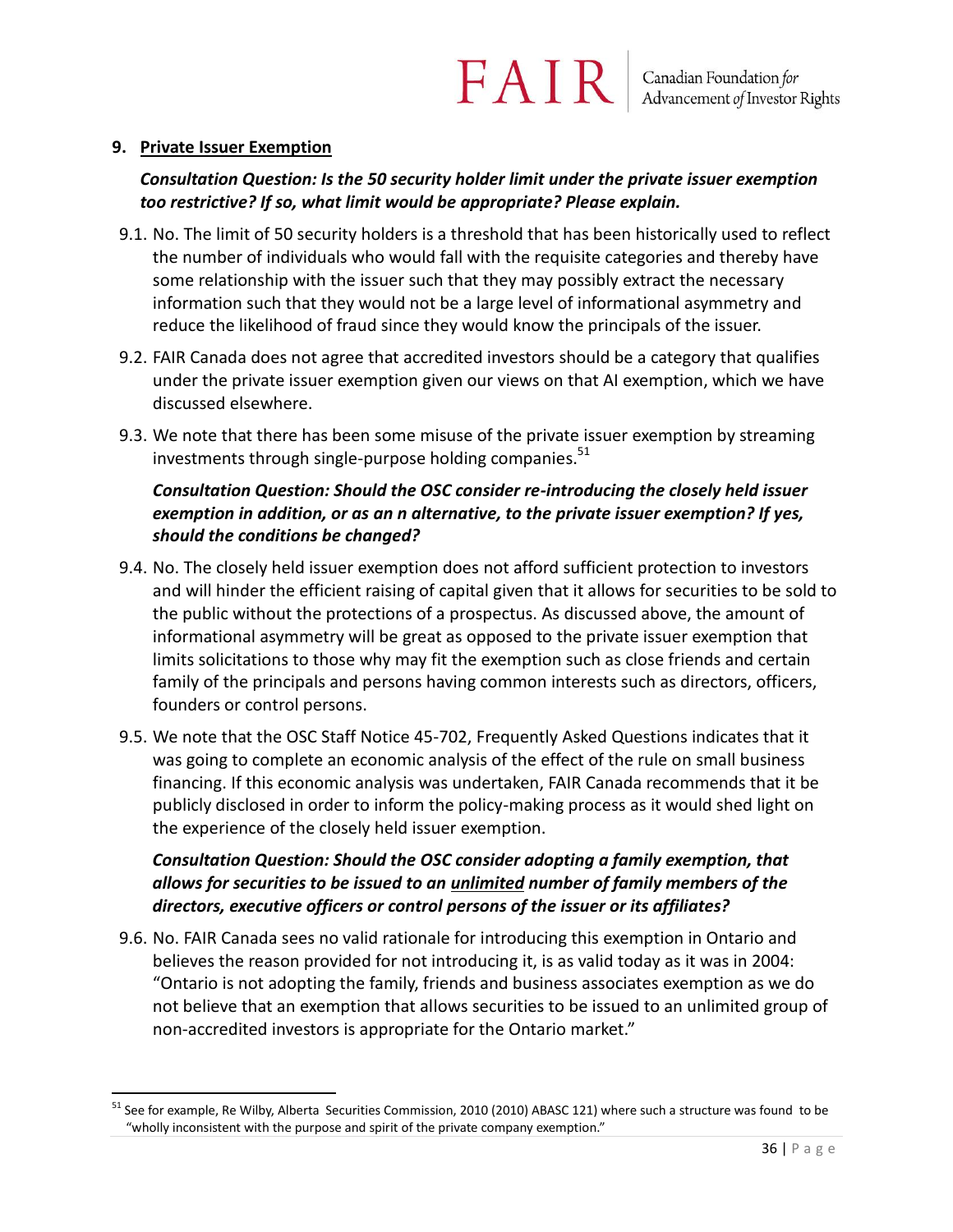## 9. Private Issuer Exemption

***Consultation Question: Is the 50 security holder limit under the private issuer exemption too restrictive? If so, what limit would be appropriate? Please explain.***

9.1. No. The limit of 50 security holders is a threshold that has been historically used to reflect the number of individuals who would fall with the requisite categories and thereby have some relationship with the issuer such that they may possibly extract the necessary information such that they would not be a large level of informational asymmetry and reduce the likelihood of fraud since they would know the principals of the issuer.

9.2. FAIR Canada does not agree that accredited investors should be a category that qualifies under the private issuer exemption given our views on that AI exemption, which we have discussed elsewhere.

9.3. We note that there has been some misuse of the private issuer exemption by streaming investments through single-purpose holding companies.[51]

***Consultation Question: Should the OSC consider re-introducing the closely held issuer exemption in addition, or as an n alternative, to the private issuer exemption? If yes, should the conditions be changed?***

9.4. No. The closely held issuer exemption does not afford sufficient protection to investors and will hinder the efficient raising of capital given that it allows for securities to be sold to the public without the protections of a prospectus. As discussed above, the amount of informational asymmetry will be great as opposed to the private issuer exemption that limits solicitations to those why may fit the exemption such as close friends and certain family of the principals and persons having common interests such as directors, officers, founders or control persons.

9.5. We note that the OSC Staff Notice 45-702, Frequently Asked Questions indicates that it was going to complete an economic analysis of the effect of the rule on small business financing. If this economic analysis was undertaken, FAIR Canada recommends that it be publicly disclosed in order to inform the policy-making process as it would shed light on the experience of the closely held issuer exemption.

***Consultation Question: Should the OSC consider adopting a family exemption, that allows for securities to be issued to an <u>unlimited</u> number of family members of the directors, executive officers or control persons of the issuer or its affiliates?***

9.6. No. FAIR Canada sees no valid rationale for introducing this exemption in Ontario and believes the reason provided for not introducing it, is as valid today as it was in 2004: "Ontario is not adopting the family, friends and business associates exemption as we do not believe that an exemption that allows securities to be issued to an unlimited group of non-accredited investors is appropriate for the Ontario market."

---

[51] See for example, Re Wilby, Alberta Securities Commission, 2010 (2010) ABASC 121) where such a structure was found to be "wholly inconsistent with the purpose and spirit of the private company exemption."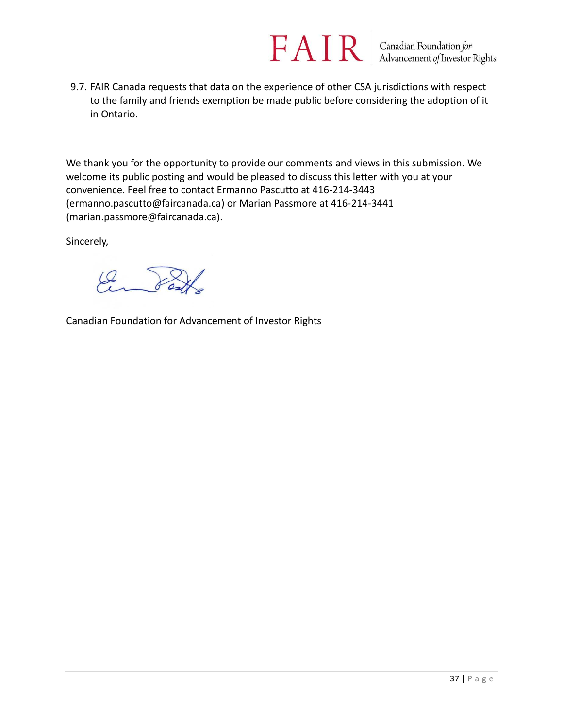9.7. FAIR Canada requests that data on the experience of other CSA jurisdictions with respect to the family and friends exemption be made public before considering the adoption of it in Ontario.

We thank you for the opportunity to provide our comments and views in this submission. We welcome its public posting and would be pleased to discuss this letter with you at your convenience. Feel free to contact Ermanno Pascutto at 416-214-3443 (ermanno.pascutto@faircanada.ca) or Marian Passmore at 416-214-3441 (marian.passmore@faircanada.ca).

Sincerely,

Canadian Foundation for Advancement of Investor Rights